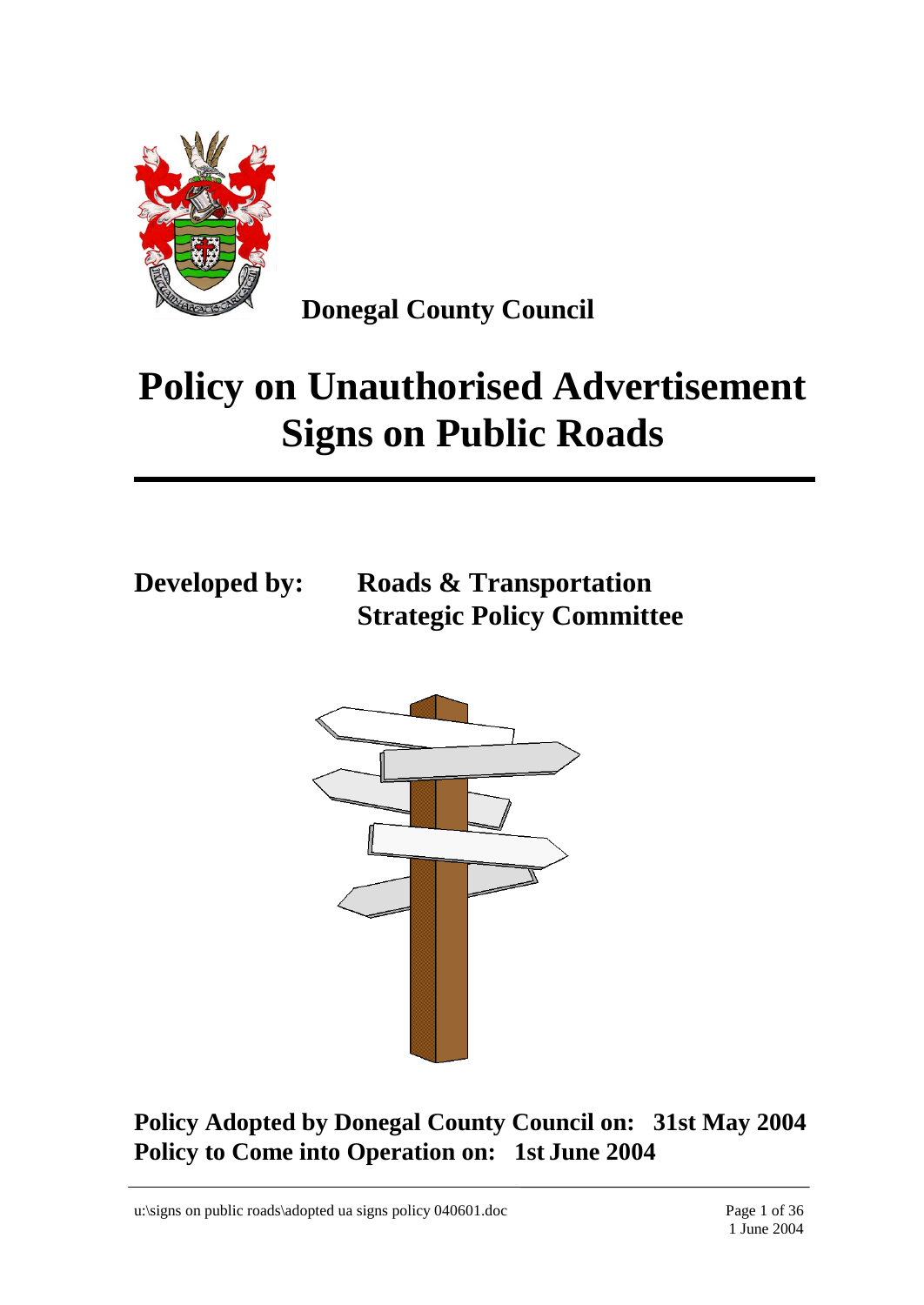**Donegal County Council**

# Policy on Unauthorised Advertisement Signs on Public Roads

**Developed by:** **Roads & Transportation Strategic Policy Committee**

**Policy Adopted by Donegal County Council on: 31st May 2004**
**Policy to Come into Operation on: 1st June 2004**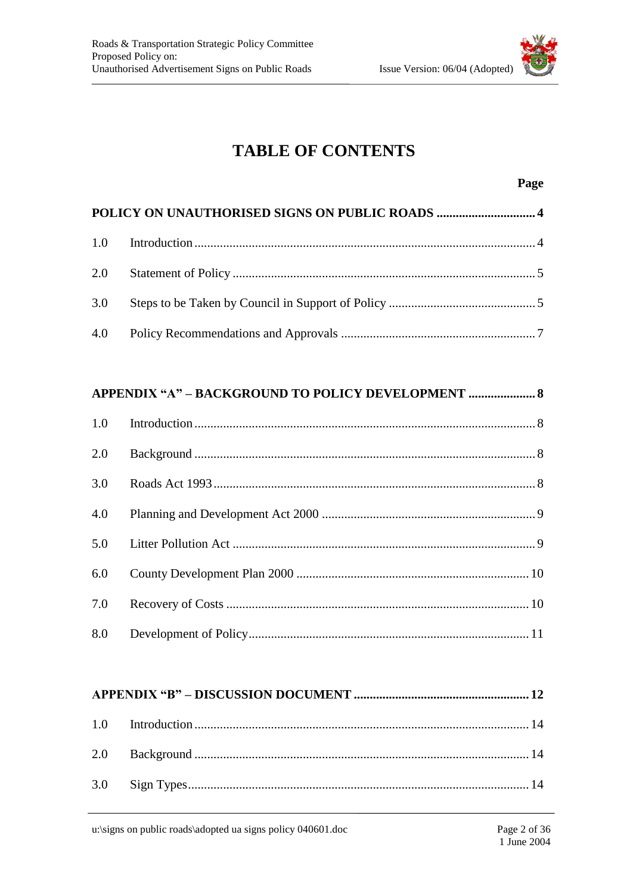# TABLE OF CONTENTS

| | | Page |
|---|---|---|
| **POLICY ON UNAUTHORISED SIGNS ON PUBLIC ROADS** | | **4** |
| 1.0 | Introduction | 4 |
| 2.0 | Statement of Policy | 5 |
| 3.0 | Steps to be Taken by Council in Support of Policy | 5 |
| 4.0 | Policy Recommendations and Approvals | 7 |
| **APPENDIX "A" – BACKGROUND TO POLICY DEVELOPMENT** | | **8** |
| 1.0 | Introduction | 8 |
| 2.0 | Background | 8 |
| 3.0 | Roads Act 1993 | 8 |
| 4.0 | Planning and Development Act 2000 | 9 |
| 5.0 | Litter Pollution Act | 9 |
| 6.0 | County Development Plan 2000 | 10 |
| 7.0 | Recovery of Costs | 10 |
| 8.0 | Development of Policy | 11 |
| **APPENDIX "B" – DISCUSSION DOCUMENT** | | **12** |
| 1.0 | Introduction | 14 |
| 2.0 | Background | 14 |
| 3.0 | Sign Types | 14 |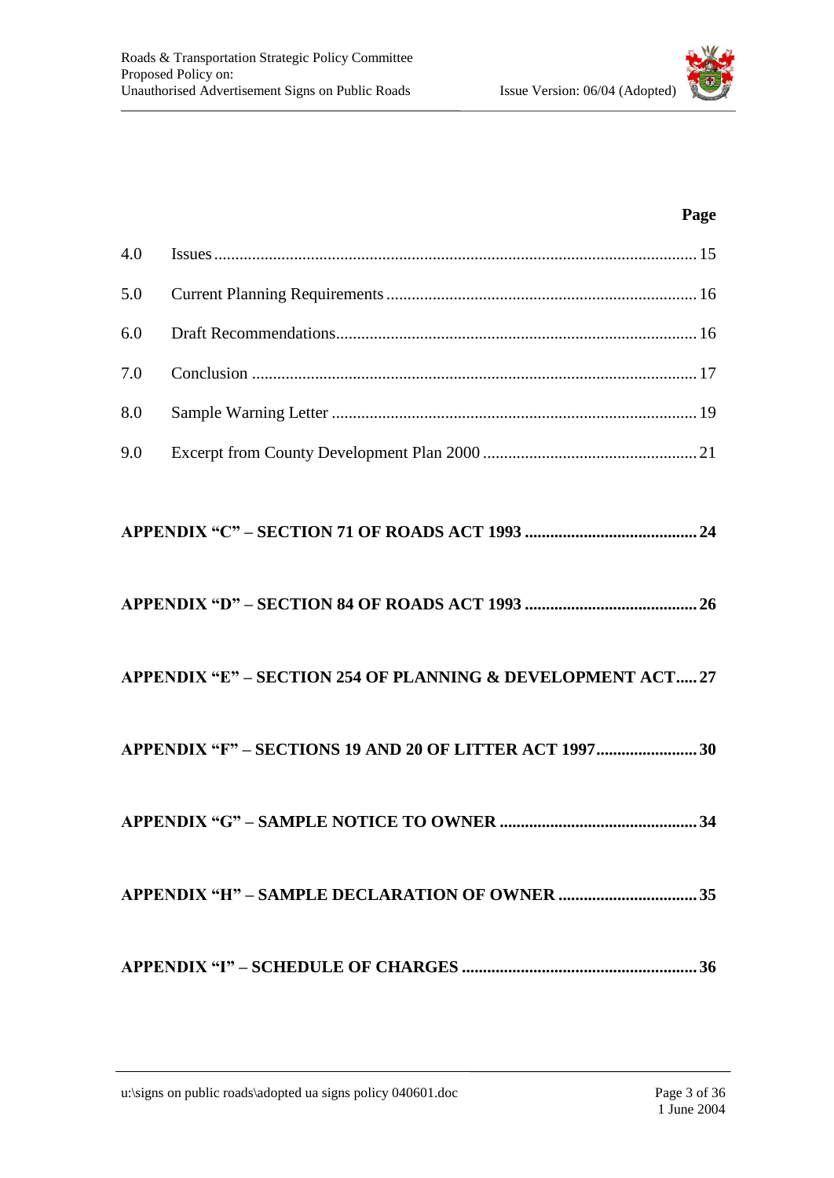| | | Page |
|---|---|---|
| 4.0 | Issues | 15 |
| 5.0 | Current Planning Requirements | 16 |
| 6.0 | Draft Recommendations | 16 |
| 7.0 | Conclusion | 17 |
| 8.0 | Sample Warning Letter | 19 |
| 9.0 | Excerpt from County Development Plan 2000 | 21 |

**APPENDIX "C" – SECTION 71 OF ROADS ACT 1993 .......................................... 24**

**APPENDIX "D" – SECTION 84 OF ROADS ACT 1993 .......................................... 26**

**APPENDIX "E" – SECTION 254 OF PLANNING & DEVELOPMENT ACT..... 27**

**APPENDIX "F" – SECTIONS 19 AND 20 OF LITTER ACT 1997........................ 30**

**APPENDIX "G" – SAMPLE NOTICE TO OWNER ............................................... 34**

**APPENDIX "H" – SAMPLE DECLARATION OF OWNER ................................. 35**

**APPENDIX "I" – SCHEDULE OF CHARGES ....................................................... 36**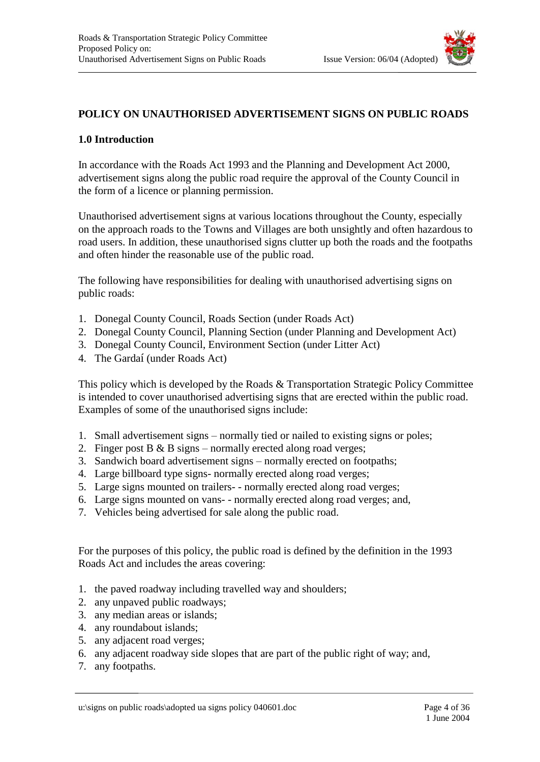## POLICY ON UNAUTHORISED ADVERTISEMENT SIGNS ON PUBLIC ROADS

### 1.0 Introduction

In accordance with the Roads Act 1993 and the Planning and Development Act 2000, advertisement signs along the public road require the approval of the County Council in the form of a licence or planning permission.

Unauthorised advertisement signs at various locations throughout the County, especially on the approach roads to the Towns and Villages are both unsightly and often hazardous to road users. In addition, these unauthorised signs clutter up both the roads and the footpaths and often hinder the reasonable use of the public road.

The following have responsibilities for dealing with unauthorised advertising signs on public roads:

1. Donegal County Council, Roads Section (under Roads Act)
2. Donegal County Council, Planning Section (under Planning and Development Act)
3. Donegal County Council, Environment Section (under Litter Act)
4. The Gardaí (under Roads Act)

This policy which is developed by the Roads & Transportation Strategic Policy Committee is intended to cover unauthorised advertising signs that are erected within the public road. Examples of some of the unauthorised signs include:

1. Small advertisement signs – normally tied or nailed to existing signs or poles;
2. Finger post B & B signs – normally erected along road verges;
3. Sandwich board advertisement signs – normally erected on footpaths;
4. Large billboard type signs- normally erected along road verges;
5. Large signs mounted on trailers- - normally erected along road verges;
6. Large signs mounted on vans- - normally erected along road verges; and,
7. Vehicles being advertised for sale along the public road.

For the purposes of this policy, the public road is defined by the definition in the 1993 Roads Act and includes the areas covering:

1. the paved roadway including travelled way and shoulders;
2. any unpaved public roadways;
3. any median areas or islands;
4. any roundabout islands;
5. any adjacent road verges;
6. any adjacent roadway side slopes that are part of the public right of way; and,
7. any footpaths.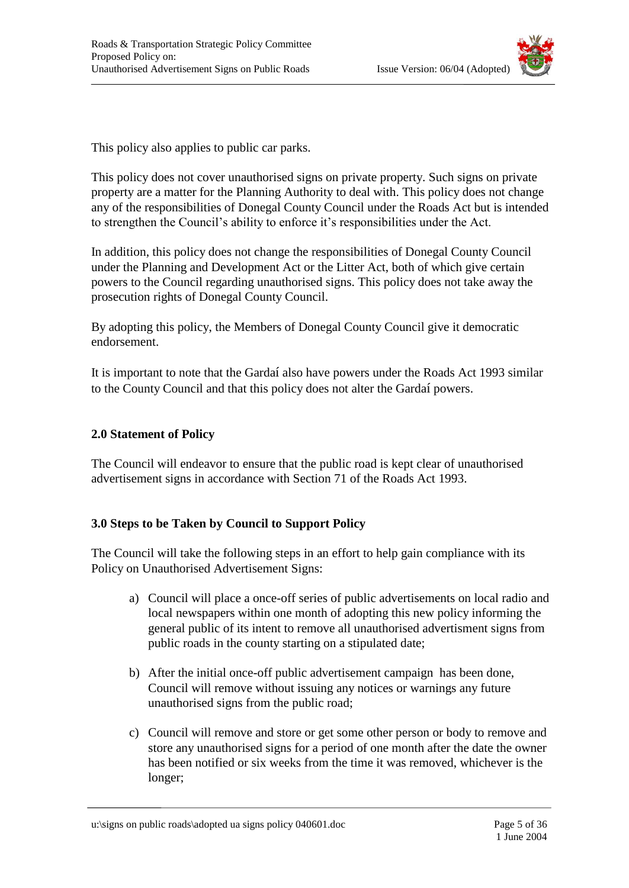This policy also applies to public car parks.

This policy does not cover unauthorised signs on private property. Such signs on private property are a matter for the Planning Authority to deal with. This policy does not change any of the responsibilities of Donegal County Council under the Roads Act but is intended to strengthen the Council's ability to enforce it's responsibilities under the Act.

In addition, this policy does not change the responsibilities of Donegal County Council under the Planning and Development Act or the Litter Act, both of which give certain powers to the Council regarding unauthorised signs. This policy does not take away the prosecution rights of Donegal County Council.

By adopting this policy, the Members of Donegal County Council give it democratic endorsement.

It is important to note that the Gardaí also have powers under the Roads Act 1993 similar to the County Council and that this policy does not alter the Gardaí powers.

## 2.0 Statement of Policy

The Council will endeavor to ensure that the public road is kept clear of unauthorised advertisement signs in accordance with Section 71 of the Roads Act 1993.

## 3.0 Steps to be Taken by Council to Support Policy

The Council will take the following steps in an effort to help gain compliance with its Policy on Unauthorised Advertisement Signs:

a) Council will place a once-off series of public advertisements on local radio and local newspapers within one month of adopting this new policy informing the general public of its intent to remove all unauthorised advertisment signs from public roads in the county starting on a stipulated date;

b) After the initial once-off public advertisement campaign has been done, Council will remove without issuing any notices or warnings any future unauthorised signs from the public road;

c) Council will remove and store or get some other person or body to remove and store any unauthorised signs for a period of one month after the date the owner has been notified or six weeks from the time it was removed, whichever is the longer;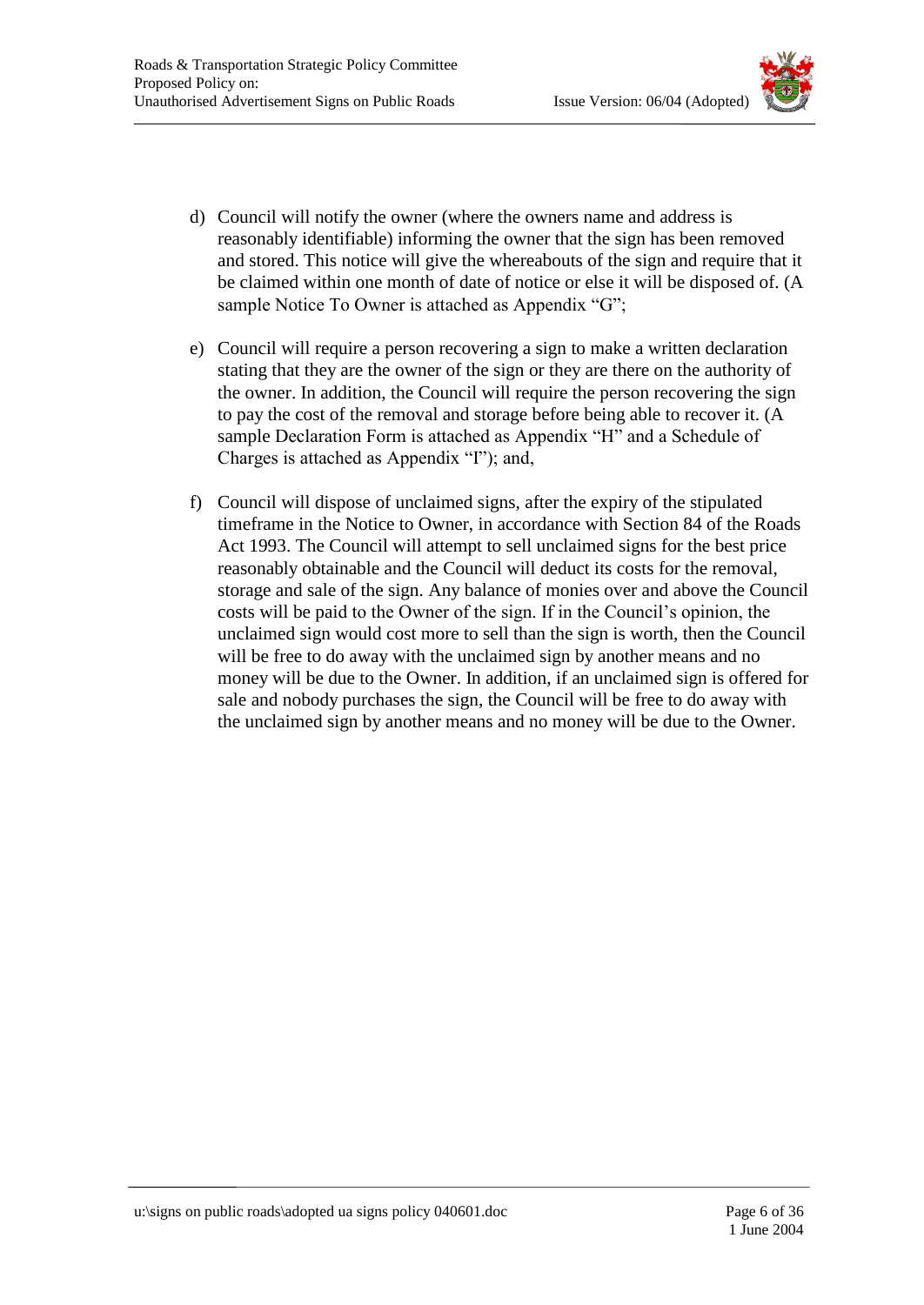d) Council will notify the owner (where the owners name and address is reasonably identifiable) informing the owner that the sign has been removed and stored. This notice will give the whereabouts of the sign and require that it be claimed within one month of date of notice or else it will be disposed of. (A sample Notice To Owner is attached as Appendix "G";

e) Council will require a person recovering a sign to make a written declaration stating that they are the owner of the sign or they are there on the authority of the owner. In addition, the Council will require the person recovering the sign to pay the cost of the removal and storage before being able to recover it. (A sample Declaration Form is attached as Appendix "H" and a Schedule of Charges is attached as Appendix "I"); and,

f) Council will dispose of unclaimed signs, after the expiry of the stipulated timeframe in the Notice to Owner, in accordance with Section 84 of the Roads Act 1993. The Council will attempt to sell unclaimed signs for the best price reasonably obtainable and the Council will deduct its costs for the removal, storage and sale of the sign. Any balance of monies over and above the Council costs will be paid to the Owner of the sign. If in the Council's opinion, the unclaimed sign would cost more to sell than the sign is worth, then the Council will be free to do away with the unclaimed sign by another means and no money will be due to the Owner. In addition, if an unclaimed sign is offered for sale and nobody purchases the sign, the Council will be free to do away with the unclaimed sign by another means and no money will be due to the Owner.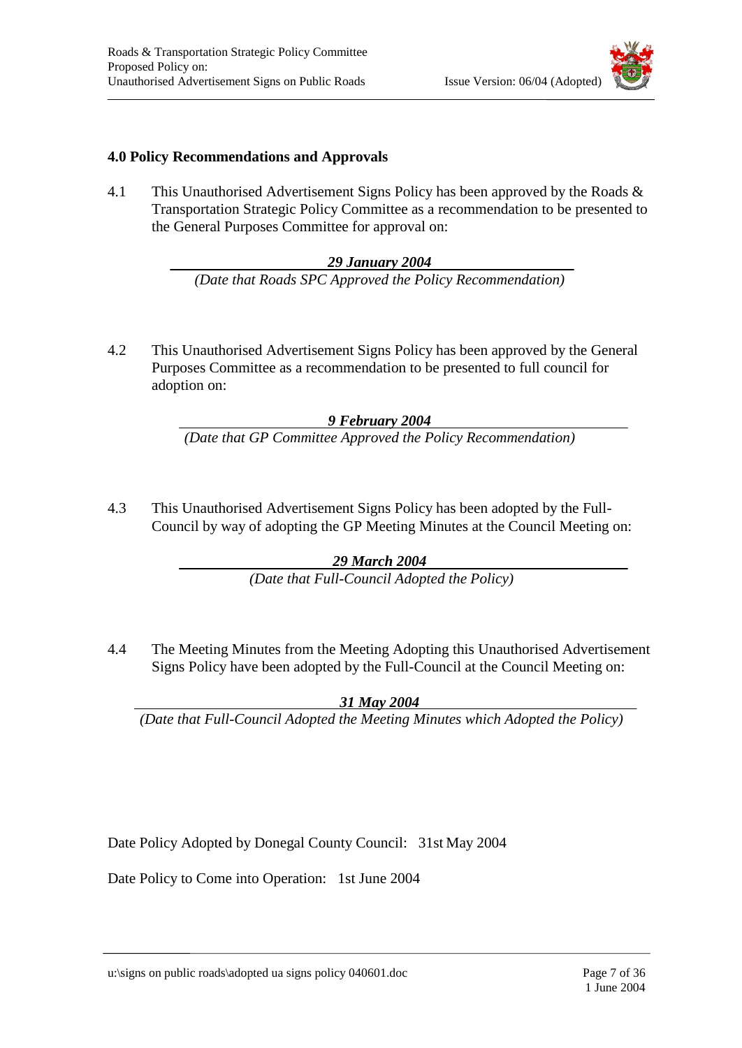### 4.0 Policy Recommendations and Approvals

4.1 This Unauthorised Advertisement Signs Policy has been approved by the Roads & Transportation Strategic Policy Committee as a recommendation to be presented to the General Purposes Committee for approval on:

***29 January 2004***
*(Date that Roads SPC Approved the Policy Recommendation)*

4.2 This Unauthorised Advertisement Signs Policy has been approved by the General Purposes Committee as a recommendation to be presented to full council for adoption on:

***9 February 2004***
*(Date that GP Committee Approved the Policy Recommendation)*

4.3 This Unauthorised Advertisement Signs Policy has been adopted by the Full-Council by way of adopting the GP Meeting Minutes at the Council Meeting on:

***29 March 2004***
*(Date that Full-Council Adopted the Policy)*

4.4 The Meeting Minutes from the Meeting Adopting this Unauthorised Advertisement Signs Policy have been adopted by the Full-Council at the Council Meeting on:

***31 May 2004***
*(Date that Full-Council Adopted the Meeting Minutes which Adopted the Policy)*

Date Policy Adopted by Donegal County Council: 31st May 2004

Date Policy to Come into Operation: 1st June 2004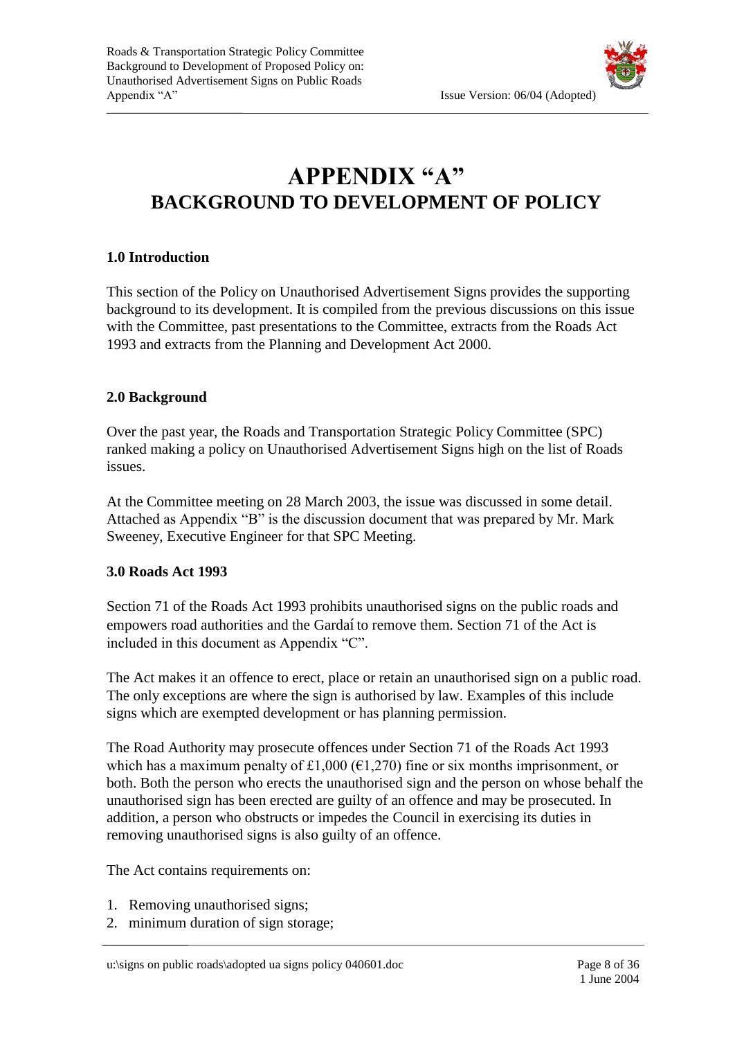# APPENDIX "A"
## BACKGROUND TO DEVELOPMENT OF POLICY

### 1.0 Introduction

This section of the Policy on Unauthorised Advertisement Signs provides the supporting background to its development. It is compiled from the previous discussions on this issue with the Committee, past presentations to the Committee, extracts from the Roads Act 1993 and extracts from the Planning and Development Act 2000.

### 2.0 Background

Over the past year, the Roads and Transportation Strategic Policy Committee (SPC) ranked making a policy on Unauthorised Advertisement Signs high on the list of Roads issues.

At the Committee meeting on 28 March 2003, the issue was discussed in some detail. Attached as Appendix "B" is the discussion document that was prepared by Mr. Mark Sweeney, Executive Engineer for that SPC Meeting.

### 3.0 Roads Act 1993

Section 71 of the Roads Act 1993 prohibits unauthorised signs on the public roads and empowers road authorities and the Gardaí to remove them. Section 71 of the Act is included in this document as Appendix "C".

The Act makes it an offence to erect, place or retain an unauthorised sign on a public road. The only exceptions are where the sign is authorised by law. Examples of this include signs which are exempted development or has planning permission.

The Road Authority may prosecute offences under Section 71 of the Roads Act 1993 which has a maximum penalty of £1,000 (€1,270) fine or six months imprisonment, or both. Both the person who erects the unauthorised sign and the person on whose behalf the unauthorised sign has been erected are guilty of an offence and may be prosecuted. In addition, a person who obstructs or impedes the Council in exercising its duties in removing unauthorised signs is also guilty of an offence.

The Act contains requirements on:

1. Removing unauthorised signs;
2. minimum duration of sign storage;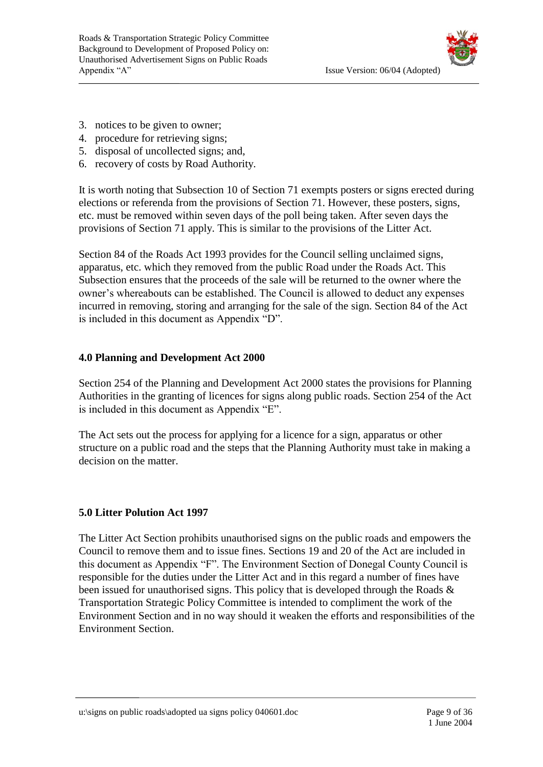3. notices to be given to owner;
4. procedure for retrieving signs;
5. disposal of uncollected signs; and,
6. recovery of costs by Road Authority.

It is worth noting that Subsection 10 of Section 71 exempts posters or signs erected during elections or referenda from the provisions of Section 71. However, these posters, signs, etc. must be removed within seven days of the poll being taken. After seven days the provisions of Section 71 apply. This is similar to the provisions of the Litter Act.

Section 84 of the Roads Act 1993 provides for the Council selling unclaimed signs, apparatus, etc. which they removed from the public Road under the Roads Act. This Subsection ensures that the proceeds of the sale will be returned to the owner where the owner's whereabouts can be established. The Council is allowed to deduct any expenses incurred in removing, storing and arranging for the sale of the sign. Section 84 of the Act is included in this document as Appendix "D".

## 4.0 Planning and Development Act 2000

Section 254 of the Planning and Development Act 2000 states the provisions for Planning Authorities in the granting of licences for signs along public roads. Section 254 of the Act is included in this document as Appendix "E".

The Act sets out the process for applying for a licence for a sign, apparatus or other structure on a public road and the steps that the Planning Authority must take in making a decision on the matter.

## 5.0 Litter Polution Act 1997

The Litter Act Section prohibits unauthorised signs on the public roads and empowers the Council to remove them and to issue fines. Sections 19 and 20 of the Act are included in this document as Appendix "F". The Environment Section of Donegal County Council is responsible for the duties under the Litter Act and in this regard a number of fines have been issued for unauthorised signs. This policy that is developed through the Roads & Transportation Strategic Policy Committee is intended to compliment the work of the Environment Section and in no way should it weaken the efforts and responsibilities of the Environment Section.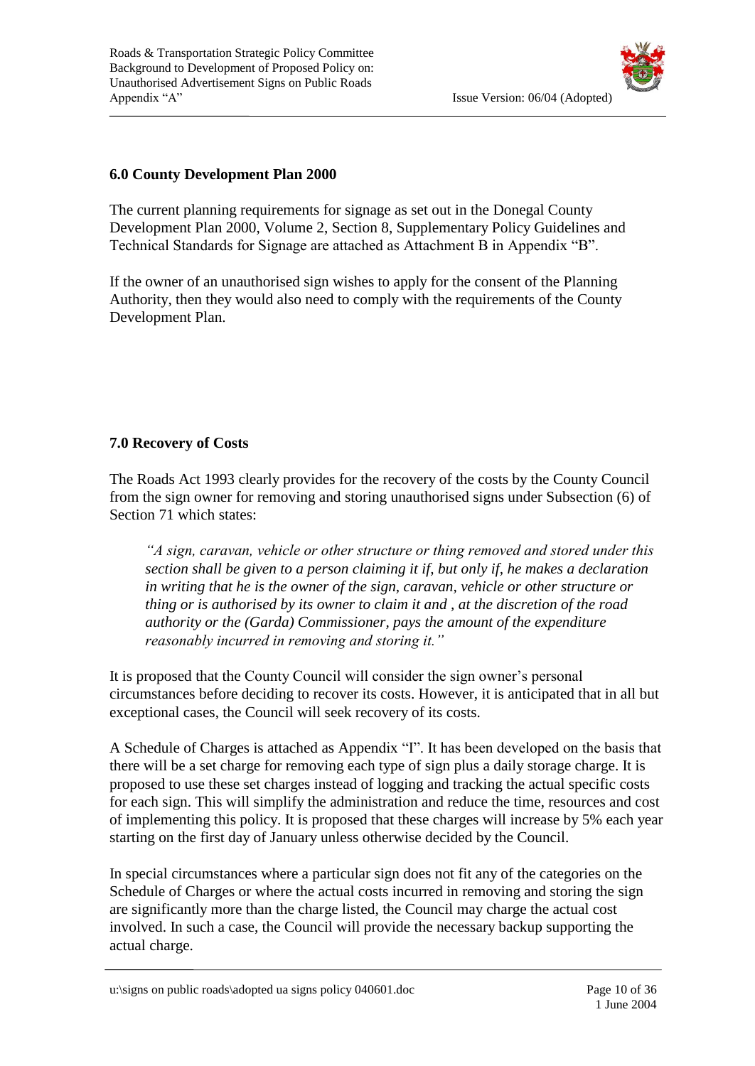## 6.0 County Development Plan 2000

The current planning requirements for signage as set out in the Donegal County Development Plan 2000, Volume 2, Section 8, Supplementary Policy Guidelines and Technical Standards for Signage are attached as Attachment B in Appendix "B".

If the owner of an unauthorised sign wishes to apply for the consent of the Planning Authority, then they would also need to comply with the requirements of the County Development Plan.

## 7.0 Recovery of Costs

The Roads Act 1993 clearly provides for the recovery of the costs by the County Council from the sign owner for removing and storing unauthorised signs under Subsection (6) of Section 71 which states:

> *"A sign, caravan, vehicle or other structure or thing removed and stored under this section shall be given to a person claiming it if, but only if, he makes a declaration in writing that he is the owner of the sign, caravan, vehicle or other structure or thing or is authorised by its owner to claim it and , at the discretion of the road authority or the (Garda) Commissioner, pays the amount of the expenditure reasonably incurred in removing and storing it."*

It is proposed that the County Council will consider the sign owner's personal circumstances before deciding to recover its costs. However, it is anticipated that in all but exceptional cases, the Council will seek recovery of its costs.

A Schedule of Charges is attached as Appendix "I". It has been developed on the basis that there will be a set charge for removing each type of sign plus a daily storage charge. It is proposed to use these set charges instead of logging and tracking the actual specific costs for each sign. This will simplify the administration and reduce the time, resources and cost of implementing this policy. It is proposed that these charges will increase by 5% each year starting on the first day of January unless otherwise decided by the Council.

In special circumstances where a particular sign does not fit any of the categories on the Schedule of Charges or where the actual costs incurred in removing and storing the sign are significantly more than the charge listed, the Council may charge the actual cost involved. In such a case, the Council will provide the necessary backup supporting the actual charge.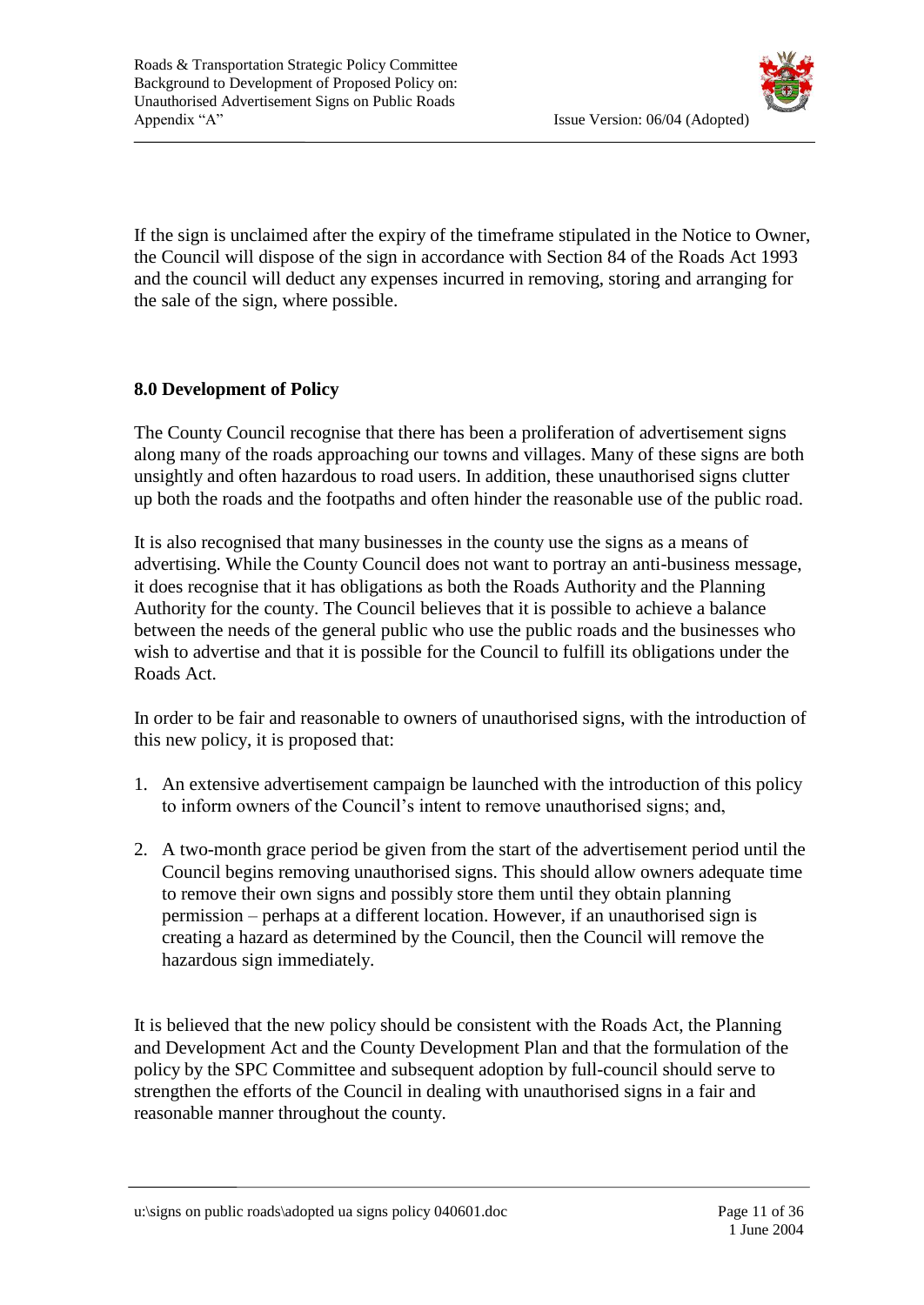If the sign is unclaimed after the expiry of the timeframe stipulated in the Notice to Owner, the Council will dispose of the sign in accordance with Section 84 of the Roads Act 1993 and the council will deduct any expenses incurred in removing, storing and arranging for the sale of the sign, where possible.

## 8.0 Development of Policy

The County Council recognise that there has been a proliferation of advertisement signs along many of the roads approaching our towns and villages. Many of these signs are both unsightly and often hazardous to road users. In addition, these unauthorised signs clutter up both the roads and the footpaths and often hinder the reasonable use of the public road.

It is also recognised that many businesses in the county use the signs as a means of advertising. While the County Council does not want to portray an anti-business message, it does recognise that it has obligations as both the Roads Authority and the Planning Authority for the county. The Council believes that it is possible to achieve a balance between the needs of the general public who use the public roads and the businesses who wish to advertise and that it is possible for the Council to fulfill its obligations under the Roads Act.

In order to be fair and reasonable to owners of unauthorised signs, with the introduction of this new policy, it is proposed that:

1. An extensive advertisement campaign be launched with the introduction of this policy to inform owners of the Council's intent to remove unauthorised signs; and,

2. A two-month grace period be given from the start of the advertisement period until the Council begins removing unauthorised signs. This should allow owners adequate time to remove their own signs and possibly store them until they obtain planning permission – perhaps at a different location. However, if an unauthorised sign is creating a hazard as determined by the Council, then the Council will remove the hazardous sign immediately.

It is believed that the new policy should be consistent with the Roads Act, the Planning and Development Act and the County Development Plan and that the formulation of the policy by the SPC Committee and subsequent adoption by full-council should serve to strengthen the efforts of the Council in dealing with unauthorised signs in a fair and reasonable manner throughout the county.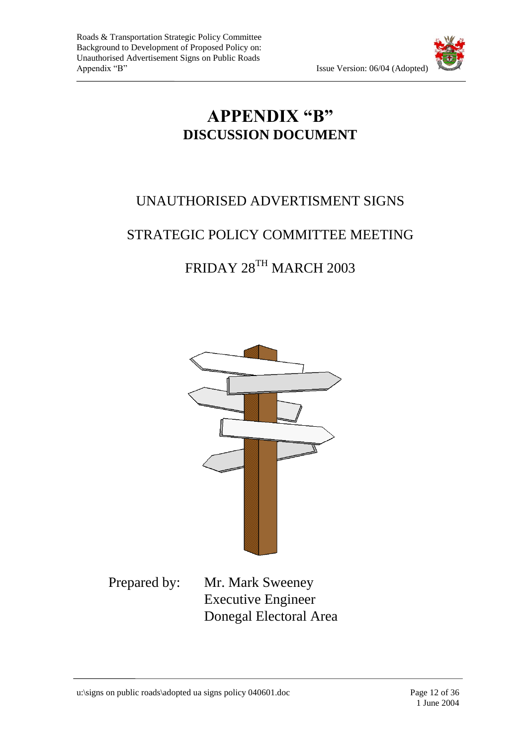# APPENDIX "B"

## DISCUSSION DOCUMENT

UNAUTHORISED ADVERTISMENT SIGNS

STRATEGIC POLICY COMMITTEE MEETING

FRIDAY 28TH MARCH 2003

Prepared by: Mr. Mark Sweeney
Executive Engineer
Donegal Electoral Area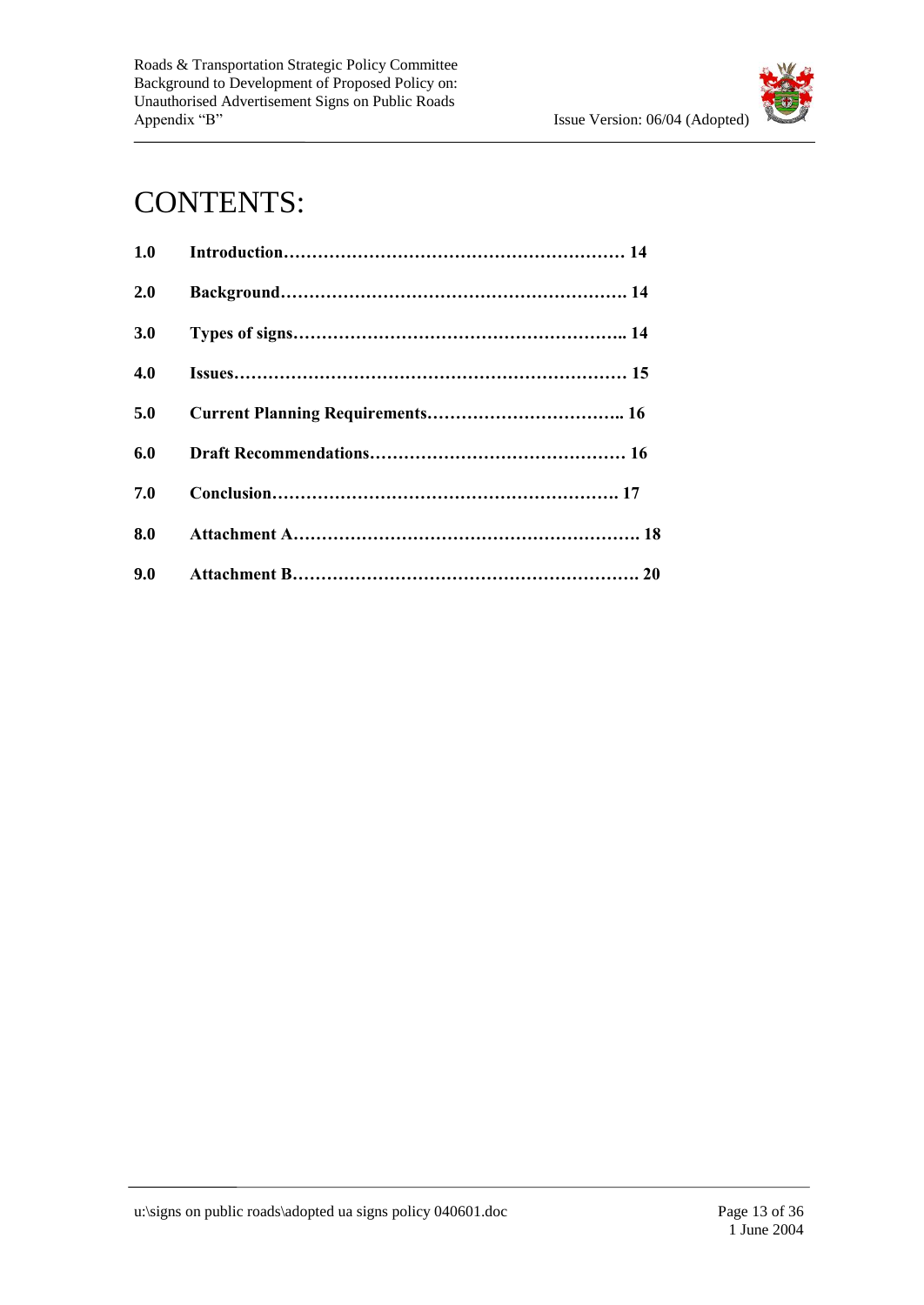# CONTENTS:

| | | |
|---|---|---|
| **1.0** | **Introduction** | **14** |
| **2.0** | **Background** | **14** |
| **3.0** | **Types of signs** | **14** |
| **4.0** | **Issues** | **15** |
| **5.0** | **Current Planning Requirements** | **16** |
| **6.0** | **Draft Recommendations** | **16** |
| **7.0** | **Conclusion** | **17** |
| **8.0** | **Attachment A** | **18** |
| **9.0** | **Attachment B** | **20** |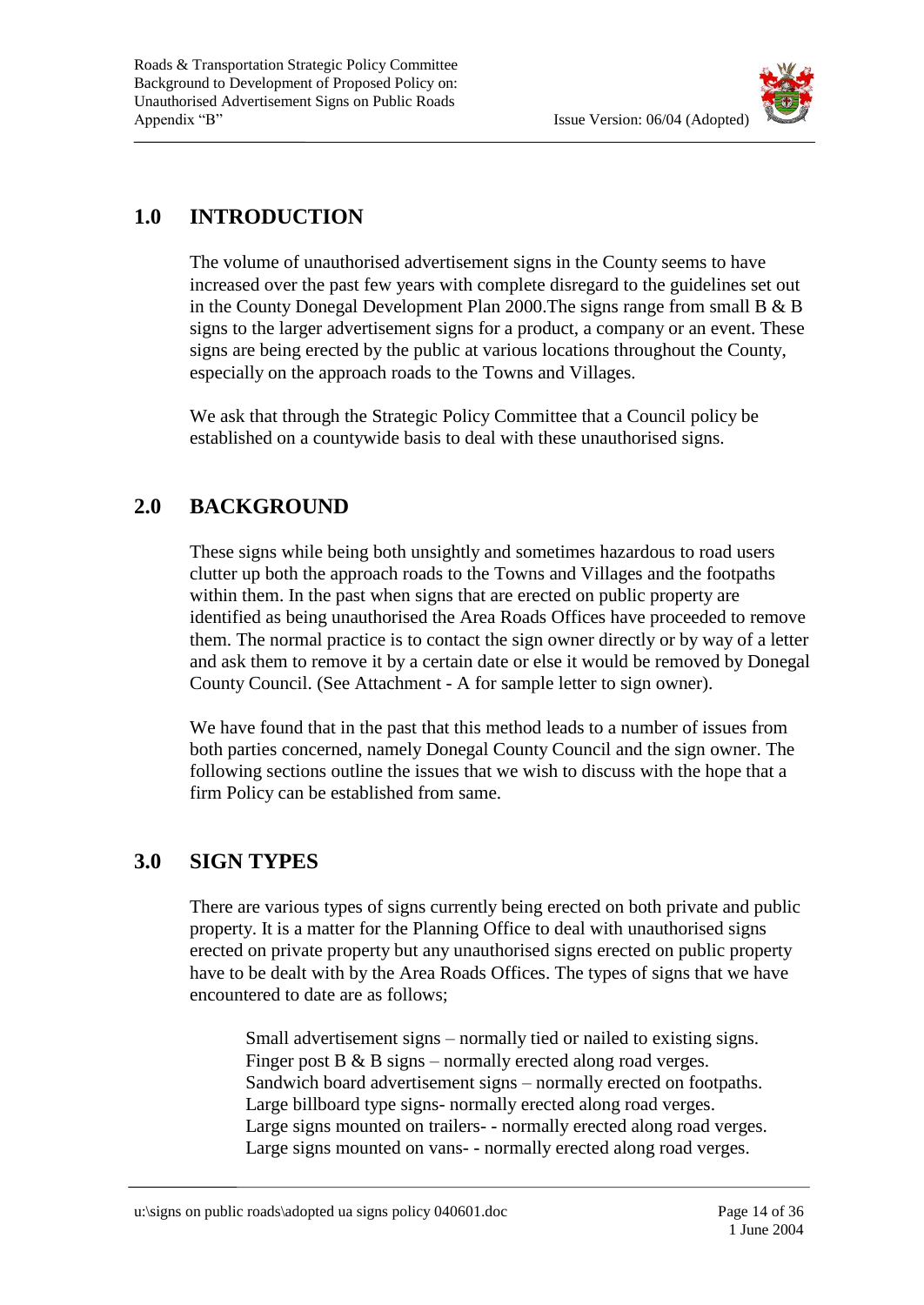## 1.0 INTRODUCTION

The volume of unauthorised advertisement signs in the County seems to have increased over the past few years with complete disregard to the guidelines set out in the County Donegal Development Plan 2000.The signs range from small B & B signs to the larger advertisement signs for a product, a company or an event. These signs are being erected by the public at various locations throughout the County, especially on the approach roads to the Towns and Villages.

We ask that through the Strategic Policy Committee that a Council policy be established on a countywide basis to deal with these unauthorised signs.

## 2.0 BACKGROUND

These signs while being both unsightly and sometimes hazardous to road users clutter up both the approach roads to the Towns and Villages and the footpaths within them. In the past when signs that are erected on public property are identified as being unauthorised the Area Roads Offices have proceeded to remove them. The normal practice is to contact the sign owner directly or by way of a letter and ask them to remove it by a certain date or else it would be removed by Donegal County Council. (See Attachment - A for sample letter to sign owner).

We have found that in the past that this method leads to a number of issues from both parties concerned, namely Donegal County Council and the sign owner. The following sections outline the issues that we wish to discuss with the hope that a firm Policy can be established from same.

## 3.0 SIGN TYPES

There are various types of signs currently being erected on both private and public property. It is a matter for the Planning Office to deal with unauthorised signs erected on private property but any unauthorised signs erected on public property have to be dealt with by the Area Roads Offices. The types of signs that we have encountered to date are as follows;

Small advertisement signs – normally tied or nailed to existing signs.
Finger post B & B signs – normally erected along road verges.
Sandwich board advertisement signs – normally erected on footpaths.
Large billboard type signs- normally erected along road verges.
Large signs mounted on trailers- - normally erected along road verges.
Large signs mounted on vans- - normally erected along road verges.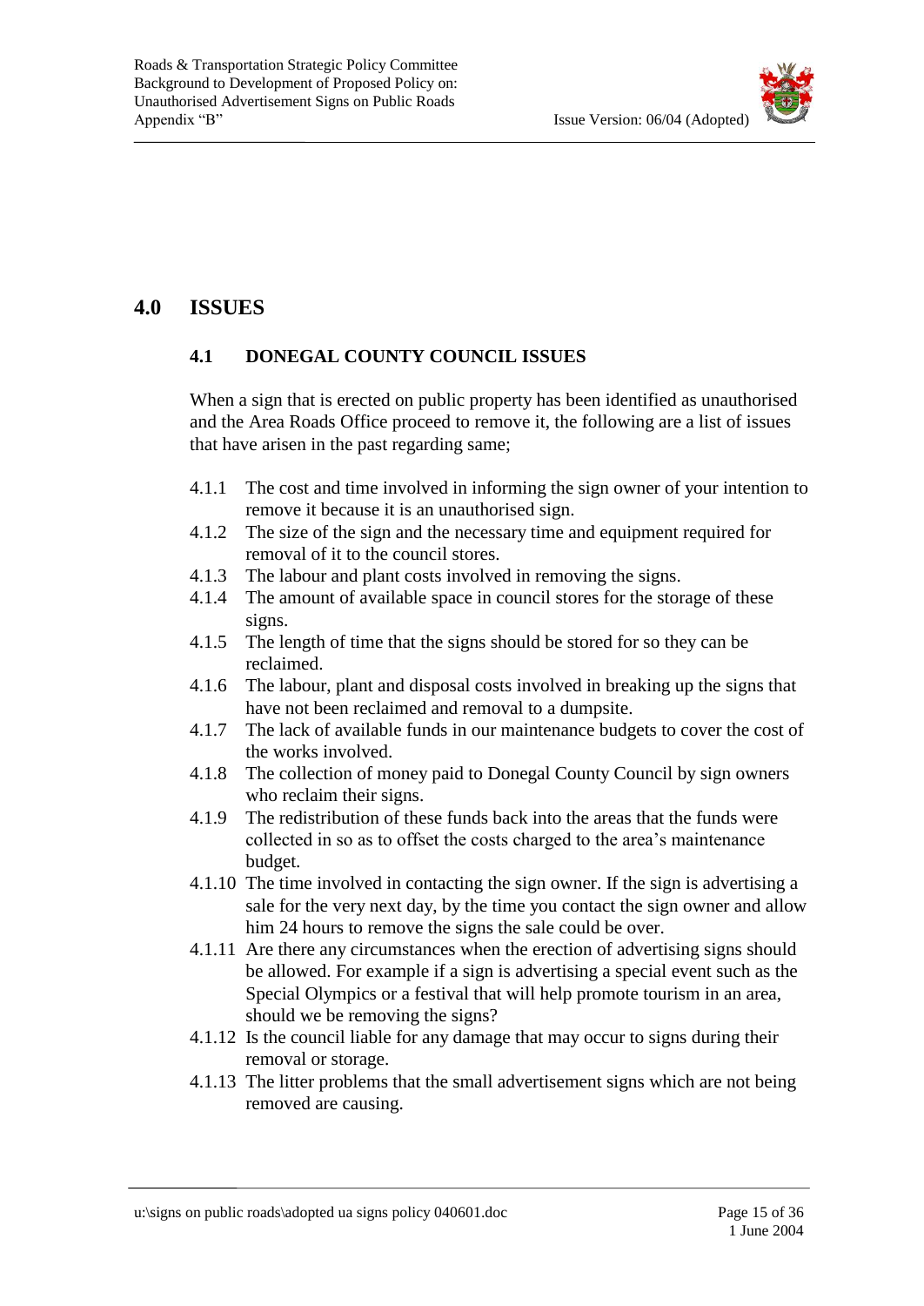# 4.0 ISSUES

## 4.1 DONEGAL COUNTY COUNCIL ISSUES

When a sign that is erected on public property has been identified as unauthorised and the Area Roads Office proceed to remove it, the following are a list of issues that have arisen in the past regarding same;

- 4.1.1 The cost and time involved in informing the sign owner of your intention to remove it because it is an unauthorised sign.
- 4.1.2 The size of the sign and the necessary time and equipment required for removal of it to the council stores.
- 4.1.3 The labour and plant costs involved in removing the signs.
- 4.1.4 The amount of available space in council stores for the storage of these signs.
- 4.1.5 The length of time that the signs should be stored for so they can be reclaimed.
- 4.1.6 The labour, plant and disposal costs involved in breaking up the signs that have not been reclaimed and removal to a dumpsite.
- 4.1.7 The lack of available funds in our maintenance budgets to cover the cost of the works involved.
- 4.1.8 The collection of money paid to Donegal County Council by sign owners who reclaim their signs.
- 4.1.9 The redistribution of these funds back into the areas that the funds were collected in so as to offset the costs charged to the area's maintenance budget.
- 4.1.10 The time involved in contacting the sign owner. If the sign is advertising a sale for the very next day, by the time you contact the sign owner and allow him 24 hours to remove the signs the sale could be over.
- 4.1.11 Are there any circumstances when the erection of advertising signs should be allowed. For example if a sign is advertising a special event such as the Special Olympics or a festival that will help promote tourism in an area, should we be removing the signs?
- 4.1.12 Is the council liable for any damage that may occur to signs during their removal or storage.
- 4.1.13 The litter problems that the small advertisement signs which are not being removed are causing.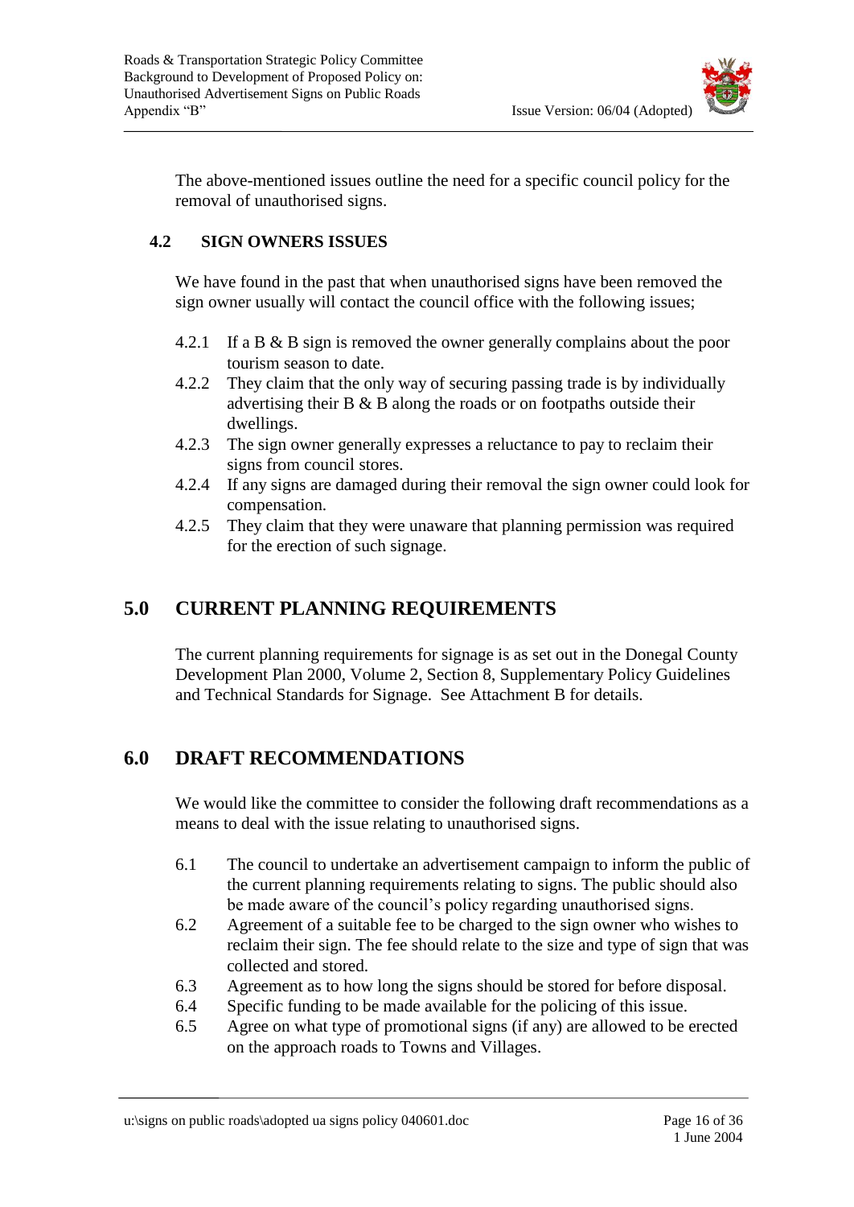The above-mentioned issues outline the need for a specific council policy for the removal of unauthorised signs.

### 4.2 SIGN OWNERS ISSUES

We have found in the past that when unauthorised signs have been removed the sign owner usually will contact the council office with the following issues;

4.2.1 If a B & B sign is removed the owner generally complains about the poor tourism season to date.
4.2.2 They claim that the only way of securing passing trade is by individually advertising their B & B along the roads or on footpaths outside their dwellings.
4.2.3 The sign owner generally expresses a reluctance to pay to reclaim their signs from council stores.
4.2.4 If any signs are damaged during their removal the sign owner could look for compensation.
4.2.5 They claim that they were unaware that planning permission was required for the erection of such signage.

## 5.0 CURRENT PLANNING REQUIREMENTS

The current planning requirements for signage is as set out in the Donegal County Development Plan 2000, Volume 2, Section 8, Supplementary Policy Guidelines and Technical Standards for Signage. See Attachment B for details.

## 6.0 DRAFT RECOMMENDATIONS

We would like the committee to consider the following draft recommendations as a means to deal with the issue relating to unauthorised signs.

6.1 The council to undertake an advertisement campaign to inform the public of the current planning requirements relating to signs. The public should also be made aware of the council's policy regarding unauthorised signs.
6.2 Agreement of a suitable fee to be charged to the sign owner who wishes to reclaim their sign. The fee should relate to the size and type of sign that was collected and stored.
6.3 Agreement as to how long the signs should be stored for before disposal.
6.4 Specific funding to be made available for the policing of this issue.
6.5 Agree on what type of promotional signs (if any) are allowed to be erected on the approach roads to Towns and Villages.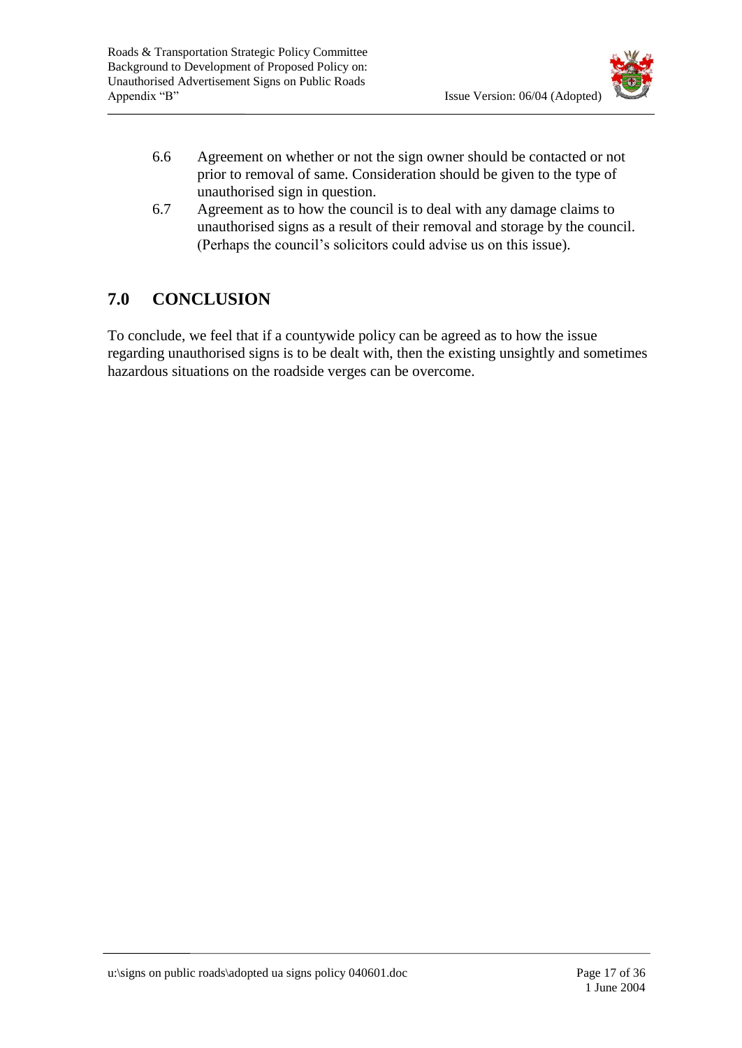6.6 Agreement on whether or not the sign owner should be contacted or not prior to removal of same. Consideration should be given to the type of unauthorised sign in question.

6.7 Agreement as to how the council is to deal with any damage claims to unauthorised signs as a result of their removal and storage by the council. (Perhaps the council's solicitors could advise us on this issue).

## 7.0 CONCLUSION

To conclude, we feel that if a countywide policy can be agreed as to how the issue regarding unauthorised signs is to be dealt with, then the existing unsightly and sometimes hazardous situations on the roadside verges can be overcome.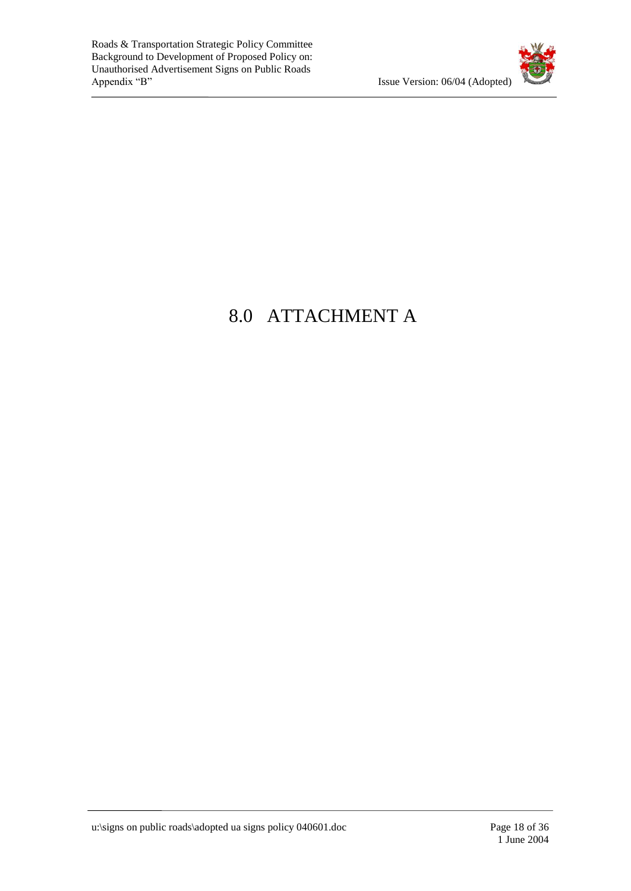# 8.0 ATTACHMENT A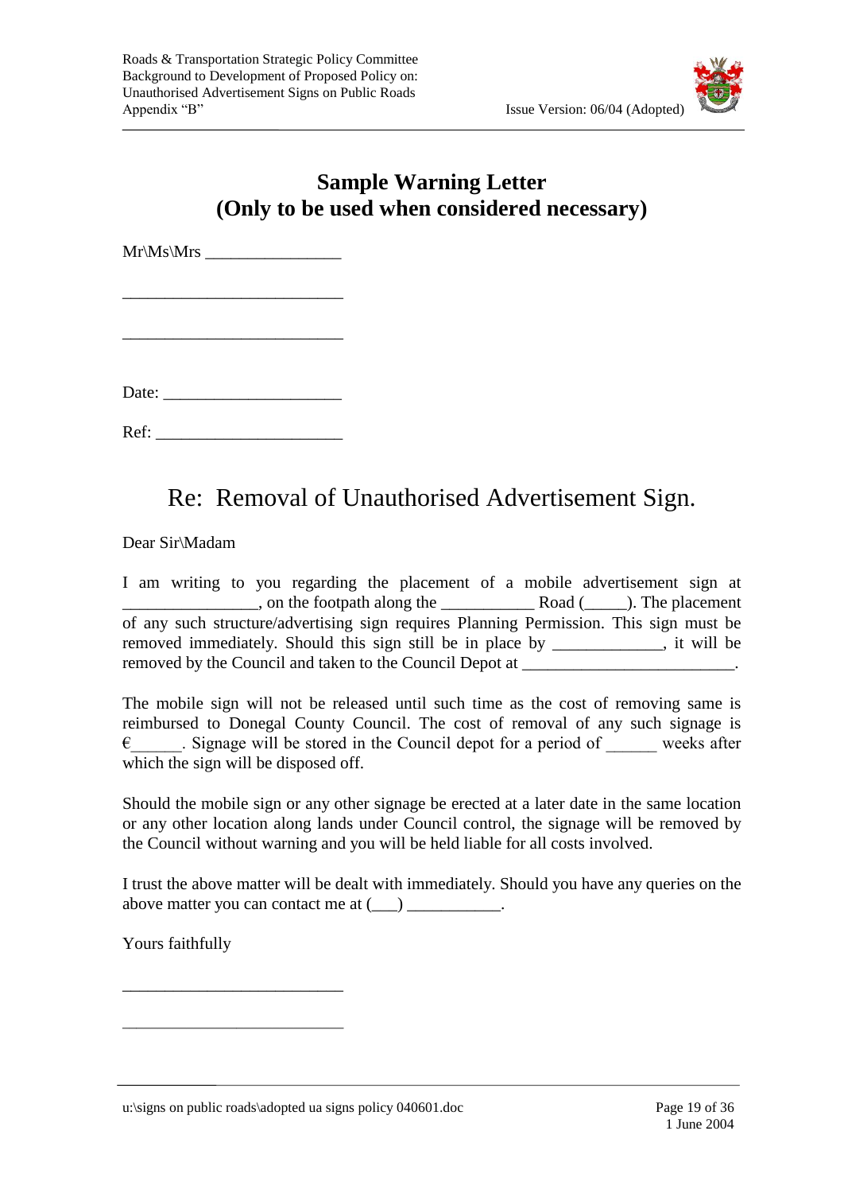## Sample Warning Letter
## (Only to be used when considered necessary)

Mr\Ms\Mrs ________________

__________________________

__________________________

Date: _____________________

Ref: ______________________

# Re: Removal of Unauthorised Advertisement Sign.

Dear Sir\Madam

I am writing to you regarding the placement of a mobile advertisement sign at ________________, on the footpath along the ___________ Road (_____). The placement of any such structure/advertising sign requires Planning Permission. This sign must be removed immediately. Should this sign still be in place by _____________, it will be removed by the Council and taken to the Council Depot at _________________________.

The mobile sign will not be released until such time as the cost of removing same is reimbursed to Donegal County Council. The cost of removal of any such signage is €______. Signage will be stored in the Council depot for a period of ______ weeks after which the sign will be disposed off.

Should the mobile sign or any other signage be erected at a later date in the same location or any other location along lands under Council control, the signage will be removed by the Council without warning and you will be held liable for all costs involved.

I trust the above matter will be dealt with immediately. Should you have any queries on the above matter you can contact me at (___) ___________.

Yours faithfully

__________________________

__________________________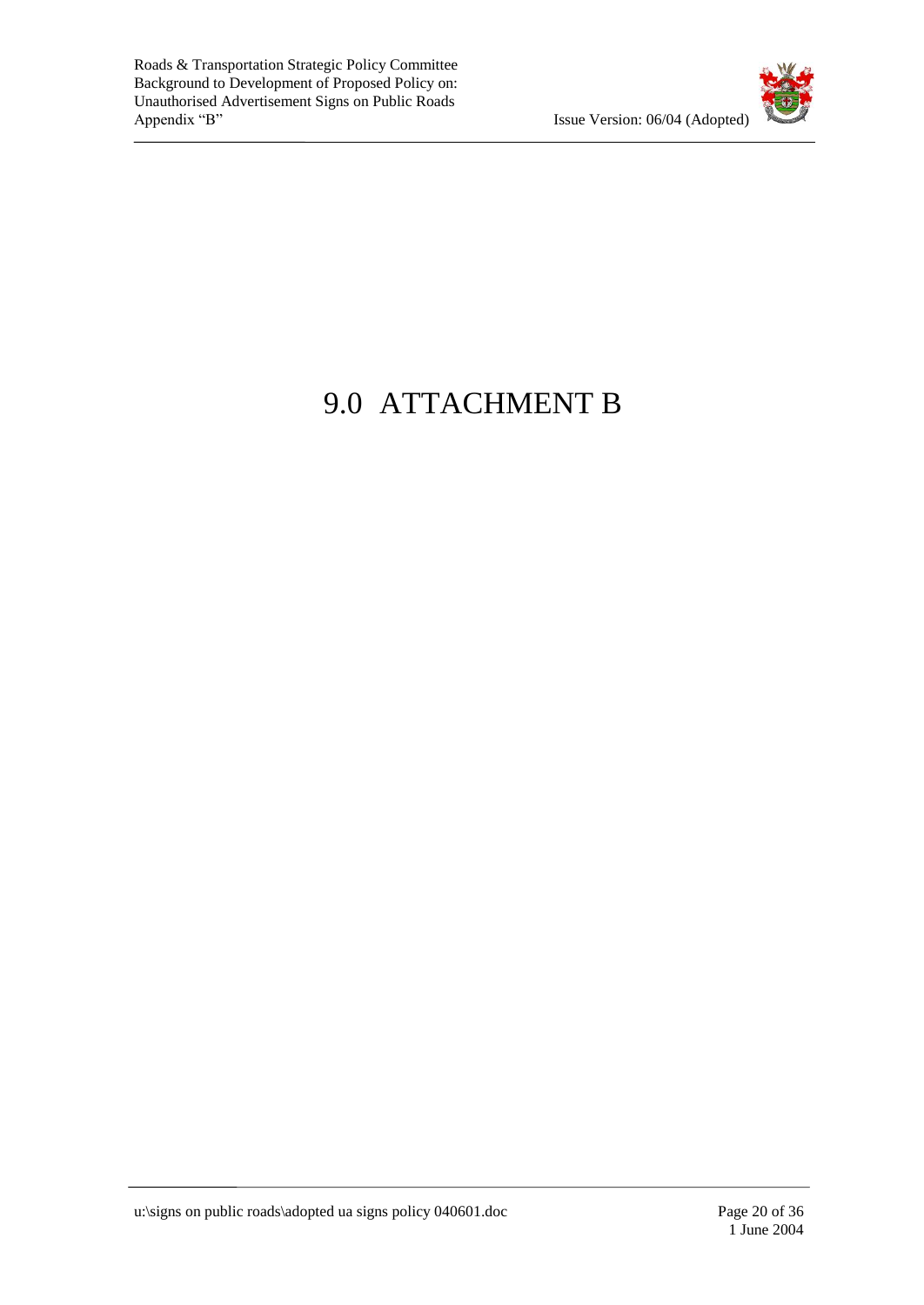# 9.0 ATTACHMENT B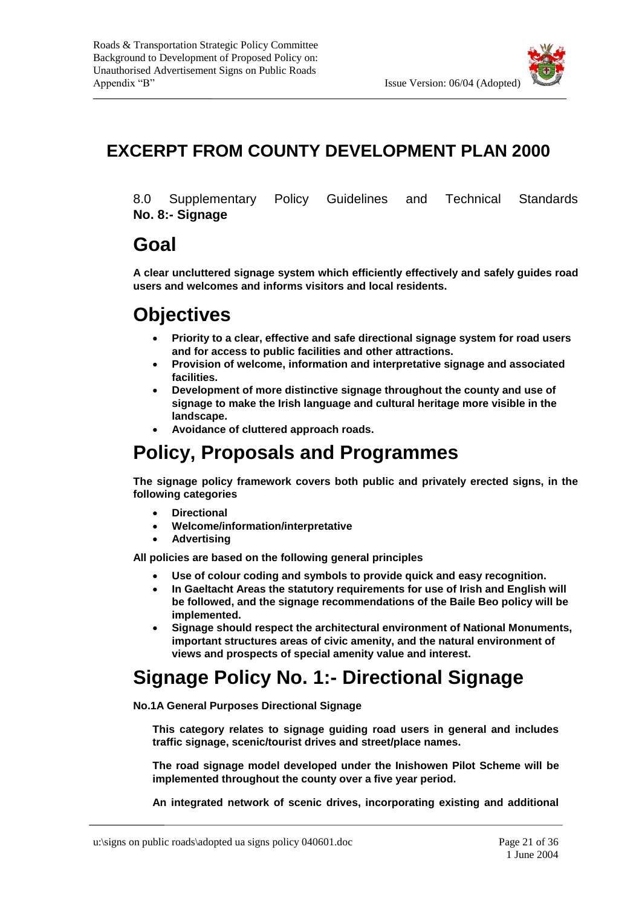# EXCERPT FROM COUNTY DEVELOPMENT PLAN 2000

8.0 Supplementary Policy Guidelines and Technical Standards
**No. 8:- Signage**

## Goal

**A clear uncluttered signage system which efficiently effectively and safely guides road users and welcomes and informs visitors and local residents.**

## Objectives

- **Priority to a clear, effective and safe directional signage system for road users and for access to public facilities and other attractions.**
- **Provision of welcome, information and interpretative signage and associated facilities.**
- **Development of more distinctive signage throughout the county and use of signage to make the Irish language and cultural heritage more visible in the landscape.**
- **Avoidance of cluttered approach roads.**

## Policy, Proposals and Programmes

**The signage policy framework covers both public and privately erected signs, in the following categories**

- **Directional**
- **Welcome/information/interpretative**
- **Advertising**

**All policies are based on the following general principles**

- **Use of colour coding and symbols to provide quick and easy recognition.**
- **In Gaeltacht Areas the statutory requirements for use of Irish and English will be followed, and the signage recommendations of the Baile Beo policy will be implemented.**
- **Signage should respect the architectural environment of National Monuments, important structures areas of civic amenity, and the natural environment of views and prospects of special amenity value and interest.**

## Signage Policy No. 1:- Directional Signage

**No.1A General Purposes Directional Signage**

**This category relates to signage guiding road users in general and includes traffic signage, scenic/tourist drives and street/place names.**

**The road signage model developed under the Inishowen Pilot Scheme will be implemented throughout the county over a five year period.**

**An integrated network of scenic drives, incorporating existing and additional**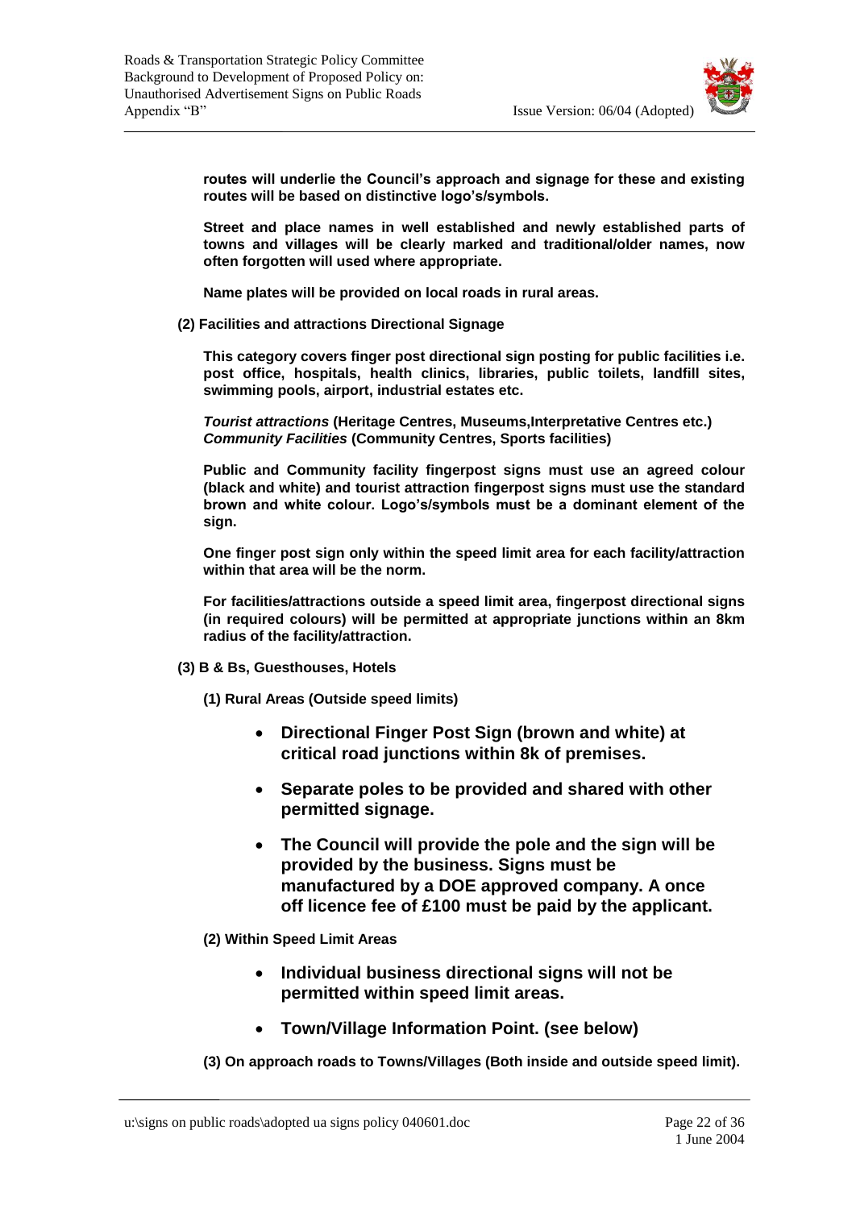**routes will underlie the Council's approach and signage for these and existing routes will be based on distinctive logo's/symbols.**

**Street and place names in well established and newly established parts of towns and villages will be clearly marked and traditional/older names, now often forgotten will used where appropriate.**

**Name plates will be provided on local roads in rural areas.**

**(2) Facilities and attractions Directional Signage**

**This category covers finger post directional sign posting for public facilities i.e. post office, hospitals, health clinics, libraries, public toilets, landfill sites, swimming pools, airport, industrial estates etc.**

***Tourist attractions*** **(Heritage Centres, Museums,Interpretative Centres etc.)**
***Community Facilities*** **(Community Centres, Sports facilities)**

**Public and Community facility fingerpost signs must use an agreed colour (black and white) and tourist attraction fingerpost signs must use the standard brown and white colour. Logo's/symbols must be a dominant element of the sign.**

**One finger post sign only within the speed limit area for each facility/attraction within that area will be the norm.**

**For facilities/attractions outside a speed limit area, fingerpost directional signs (in required colours) will be permitted at appropriate junctions within an 8km radius of the facility/attraction.**

**(3) B & Bs, Guesthouses, Hotels**

**(1) Rural Areas (Outside speed limits)**

- **Directional Finger Post Sign (brown and white) at critical road junctions within 8k of premises.**
- **Separate poles to be provided and shared with other permitted signage.**
- **The Council will provide the pole and the sign will be provided by the business. Signs must be manufactured by a DOE approved company. A once off licence fee of £100 must be paid by the applicant.**

**(2) Within Speed Limit Areas**

- **Individual business directional signs will not be permitted within speed limit areas.**
- **Town/Village Information Point. (see below)**

**(3) On approach roads to Towns/Villages (Both inside and outside speed limit).**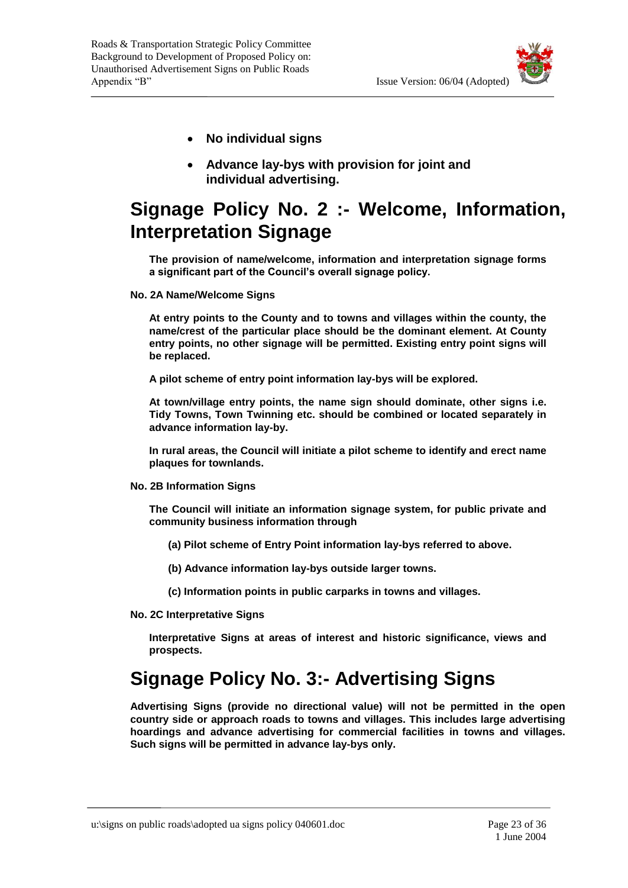- **No individual signs**
- **Advance lay-bys with provision for joint and individual advertising.**

# Signage Policy No. 2 :- Welcome, Information, Interpretation Signage

**The provision of name/welcome, information and interpretation signage forms a significant part of the Council's overall signage policy.**

**No. 2A Name/Welcome Signs**

**At entry points to the County and to towns and villages within the county, the name/crest of the particular place should be the dominant element. At County entry points, no other signage will be permitted. Existing entry point signs will be replaced.**

**A pilot scheme of entry point information lay-bys will be explored.**

**At town/village entry points, the name sign should dominate, other signs i.e. Tidy Towns, Town Twinning etc. should be combined or located separately in advance information lay-by.**

**In rural areas, the Council will initiate a pilot scheme to identify and erect name plaques for townlands.**

**No. 2B Information Signs**

**The Council will initiate an information signage system, for public private and community business information through**

**(a) Pilot scheme of Entry Point information lay-bys referred to above.**

**(b) Advance information lay-bys outside larger towns.**

**(c) Information points in public carparks in towns and villages.**

**No. 2C Interpretative Signs**

**Interpretative Signs at areas of interest and historic significance, views and prospects.**

# Signage Policy No. 3:- Advertising Signs

**Advertising Signs (provide no directional value) will not be permitted in the open country side or approach roads to towns and villages. This includes large advertising hoardings and advance advertising for commercial facilities in towns and villages. Such signs will be permitted in advance lay-bys only.**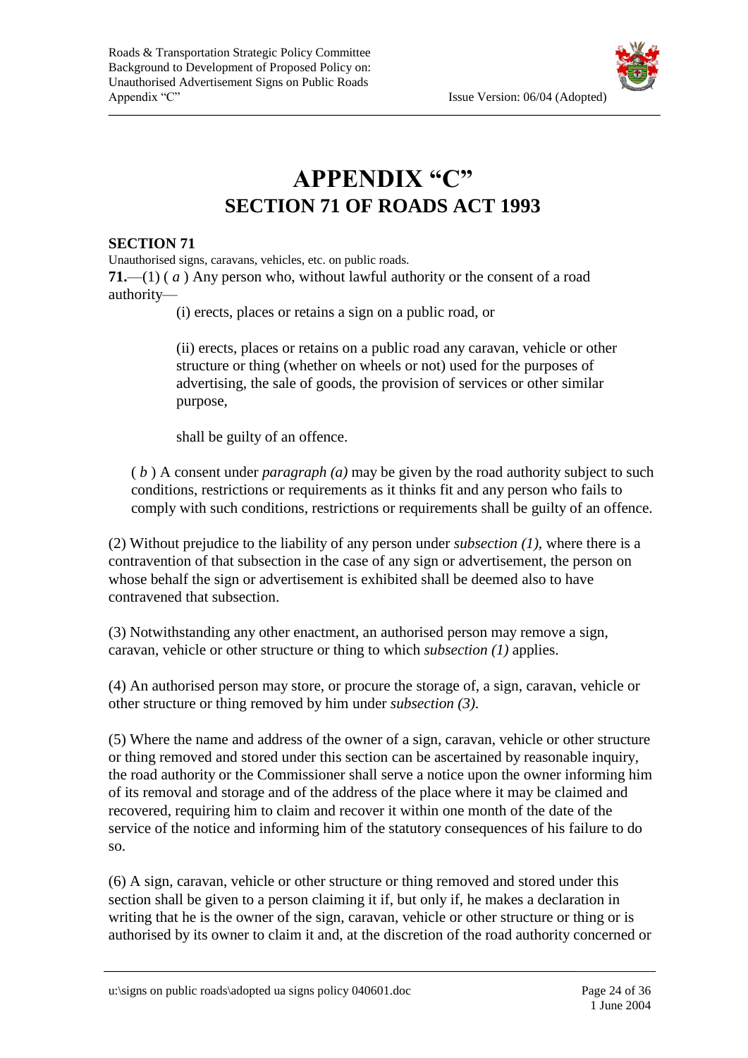# APPENDIX "C"
## SECTION 71 OF ROADS ACT 1993

**SECTION 71**

Unauthorised signs, caravans, vehicles, etc. on public roads.

**71.**—(1) ( *a* ) Any person who, without lawful authority or the consent of a road authority—

(i) erects, places or retains a sign on a public road, or

(ii) erects, places or retains on a public road any caravan, vehicle or other structure or thing (whether on wheels or not) used for the purposes of advertising, the sale of goods, the provision of services or other similar purpose,

shall be guilty of an offence.

( *b* ) A consent under *paragraph (a)* may be given by the road authority subject to such conditions, restrictions or requirements as it thinks fit and any person who fails to comply with such conditions, restrictions or requirements shall be guilty of an offence.

(2) Without prejudice to the liability of any person under *subsection (1)*, where there is a contravention of that subsection in the case of any sign or advertisement, the person on whose behalf the sign or advertisement is exhibited shall be deemed also to have contravened that subsection.

(3) Notwithstanding any other enactment, an authorised person may remove a sign, caravan, vehicle or other structure or thing to which *subsection (1)* applies.

(4) An authorised person may store, or procure the storage of, a sign, caravan, vehicle or other structure or thing removed by him under *subsection (3)*.

(5) Where the name and address of the owner of a sign, caravan, vehicle or other structure or thing removed and stored under this section can be ascertained by reasonable inquiry, the road authority or the Commissioner shall serve a notice upon the owner informing him of its removal and storage and of the address of the place where it may be claimed and recovered, requiring him to claim and recover it within one month of the date of the service of the notice and informing him of the statutory consequences of his failure to do so.

(6) A sign, caravan, vehicle or other structure or thing removed and stored under this section shall be given to a person claiming it if, but only if, he makes a declaration in writing that he is the owner of the sign, caravan, vehicle or other structure or thing or is authorised by its owner to claim it and, at the discretion of the road authority concerned or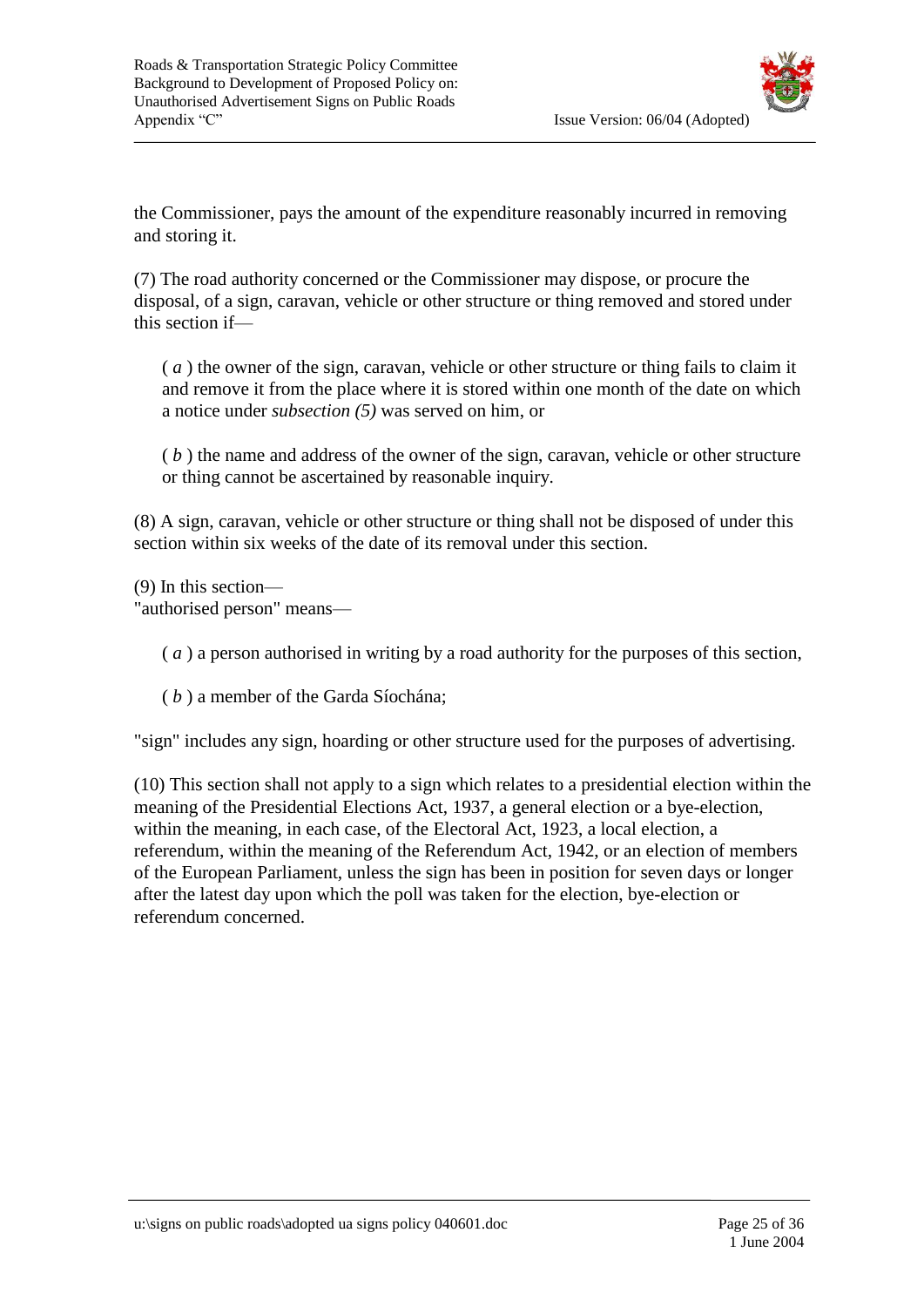the Commissioner, pays the amount of the expenditure reasonably incurred in removing and storing it.

(7) The road authority concerned or the Commissioner may dispose, or procure the disposal, of a sign, caravan, vehicle or other structure or thing removed and stored under this section if—

( *a* ) the owner of the sign, caravan, vehicle or other structure or thing fails to claim it and remove it from the place where it is stored within one month of the date on which a notice under *subsection (5)* was served on him, or

( *b* ) the name and address of the owner of the sign, caravan, vehicle or other structure or thing cannot be ascertained by reasonable inquiry.

(8) A sign, caravan, vehicle or other structure or thing shall not be disposed of under this section within six weeks of the date of its removal under this section.

(9) In this section—
"authorised person" means—

( *a* ) a person authorised in writing by a road authority for the purposes of this section,

( *b* ) a member of the Garda Síochána;

"sign" includes any sign, hoarding or other structure used for the purposes of advertising.

(10) This section shall not apply to a sign which relates to a presidential election within the meaning of the Presidential Elections Act, 1937, a general election or a bye-election, within the meaning, in each case, of the Electoral Act, 1923, a local election, a referendum, within the meaning of the Referendum Act, 1942, or an election of members of the European Parliament, unless the sign has been in position for seven days or longer after the latest day upon which the poll was taken for the election, bye-election or referendum concerned.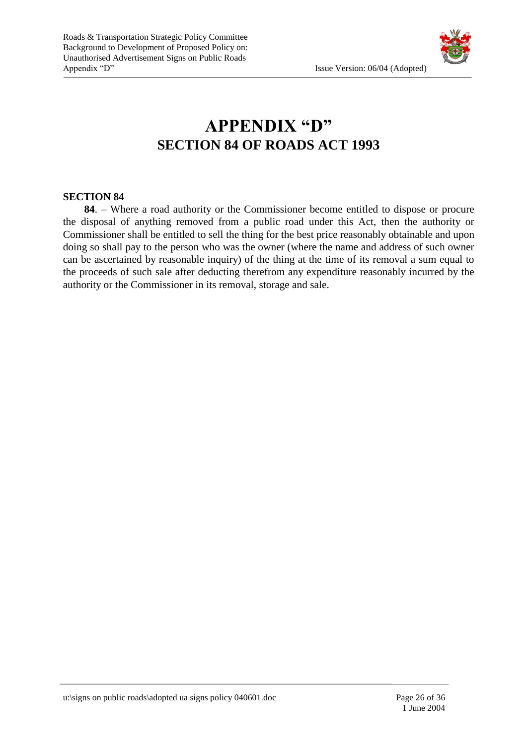# APPENDIX "D"
## SECTION 84 OF ROADS ACT 1993

### SECTION 84

**84**. – Where a road authority or the Commissioner become entitled to dispose or procure the disposal of anything removed from a public road under this Act, then the authority or Commissioner shall be entitled to sell the thing for the best price reasonably obtainable and upon doing so shall pay to the person who was the owner (where the name and address of such owner can be ascertained by reasonable inquiry) of the thing at the time of its removal a sum equal to the proceeds of such sale after deducting therefrom any expenditure reasonably incurred by the authority or the Commissioner in its removal, storage and sale.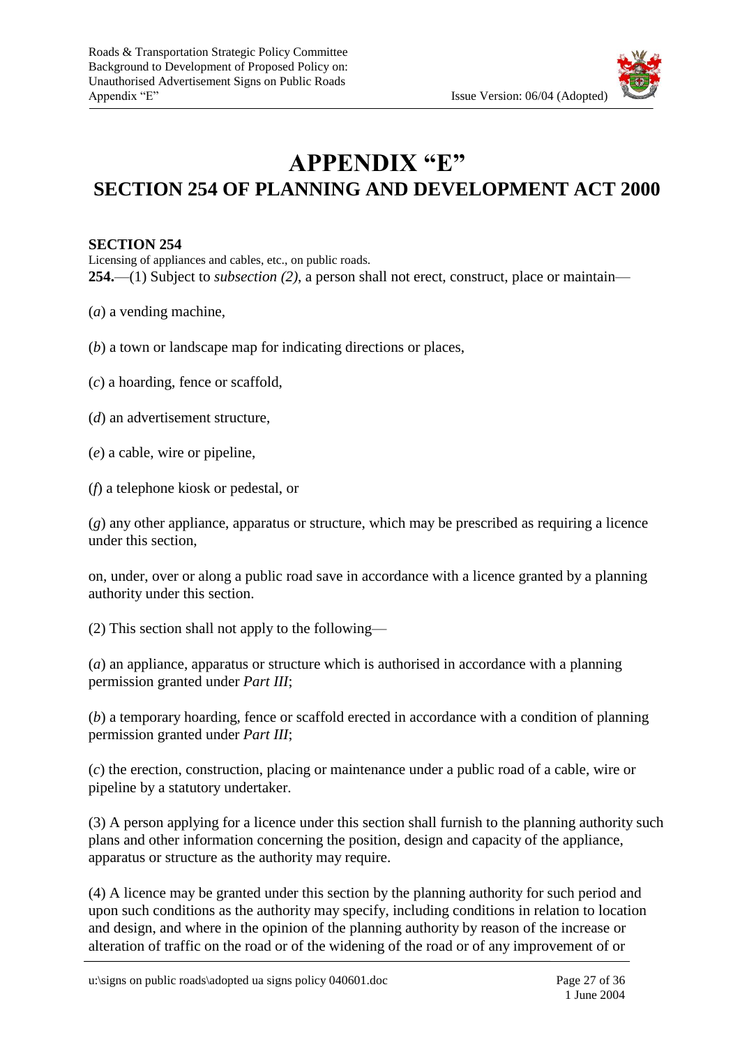# APPENDIX "E"

## SECTION 254 OF PLANNING AND DEVELOPMENT ACT 2000

**SECTION 254**

Licensing of appliances and cables, etc., on public roads.

**254.**—(1) Subject to *subsection (2)*, a person shall not erect, construct, place or maintain—

(*a*) a vending machine,

(*b*) a town or landscape map for indicating directions or places,

(*c*) a hoarding, fence or scaffold,

(*d*) an advertisement structure,

(*e*) a cable, wire or pipeline,

(*f*) a telephone kiosk or pedestal, or

(*g*) any other appliance, apparatus or structure, which may be prescribed as requiring a licence under this section,

on, under, over or along a public road save in accordance with a licence granted by a planning authority under this section.

(2) This section shall not apply to the following—

(*a*) an appliance, apparatus or structure which is authorised in accordance with a planning permission granted under *Part III*;

(*b*) a temporary hoarding, fence or scaffold erected in accordance with a condition of planning permission granted under *Part III*;

(*c*) the erection, construction, placing or maintenance under a public road of a cable, wire or pipeline by a statutory undertaker.

(3) A person applying for a licence under this section shall furnish to the planning authority such plans and other information concerning the position, design and capacity of the appliance, apparatus or structure as the authority may require.

(4) A licence may be granted under this section by the planning authority for such period and upon such conditions as the authority may specify, including conditions in relation to location and design, and where in the opinion of the planning authority by reason of the increase or alteration of traffic on the road or of the widening of the road or of any improvement of or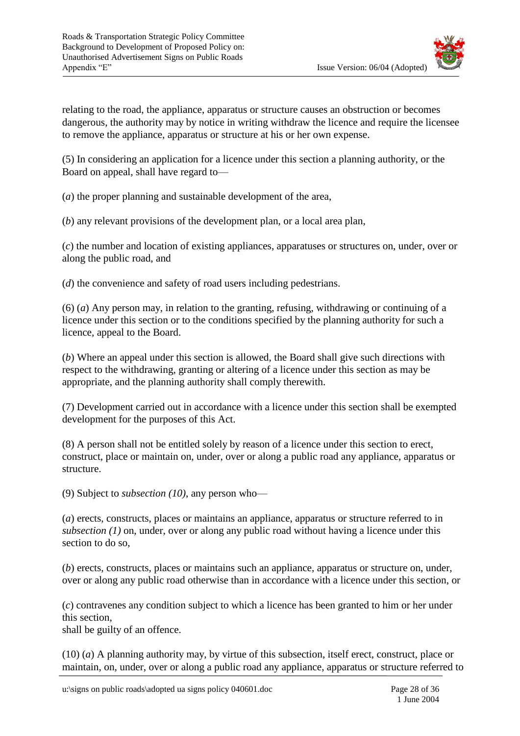relating to the road, the appliance, apparatus or structure causes an obstruction or becomes dangerous, the authority may by notice in writing withdraw the licence and require the licensee to remove the appliance, apparatus or structure at his or her own expense.

(5) In considering an application for a licence under this section a planning authority, or the Board on appeal, shall have regard to—

(*a*) the proper planning and sustainable development of the area,

(*b*) any relevant provisions of the development plan, or a local area plan,

(*c*) the number and location of existing appliances, apparatuses or structures on, under, over or along the public road, and

(*d*) the convenience and safety of road users including pedestrians.

(6) (*a*) Any person may, in relation to the granting, refusing, withdrawing or continuing of a licence under this section or to the conditions specified by the planning authority for such a licence, appeal to the Board.

(*b*) Where an appeal under this section is allowed, the Board shall give such directions with respect to the withdrawing, granting or altering of a licence under this section as may be appropriate, and the planning authority shall comply therewith.

(7) Development carried out in accordance with a licence under this section shall be exempted development for the purposes of this Act.

(8) A person shall not be entitled solely by reason of a licence under this section to erect, construct, place or maintain on, under, over or along a public road any appliance, apparatus or structure.

(9) Subject to *subsection (10)*, any person who—

(*a*) erects, constructs, places or maintains an appliance, apparatus or structure referred to in *subsection (1)* on, under, over or along any public road without having a licence under this section to do so,

(*b*) erects, constructs, places or maintains such an appliance, apparatus or structure on, under, over or along any public road otherwise than in accordance with a licence under this section, or

(*c*) contravenes any condition subject to which a licence has been granted to him or her under this section,
shall be guilty of an offence.

(10) (*a*) A planning authority may, by virtue of this subsection, itself erect, construct, place or maintain, on, under, over or along a public road any appliance, apparatus or structure referred to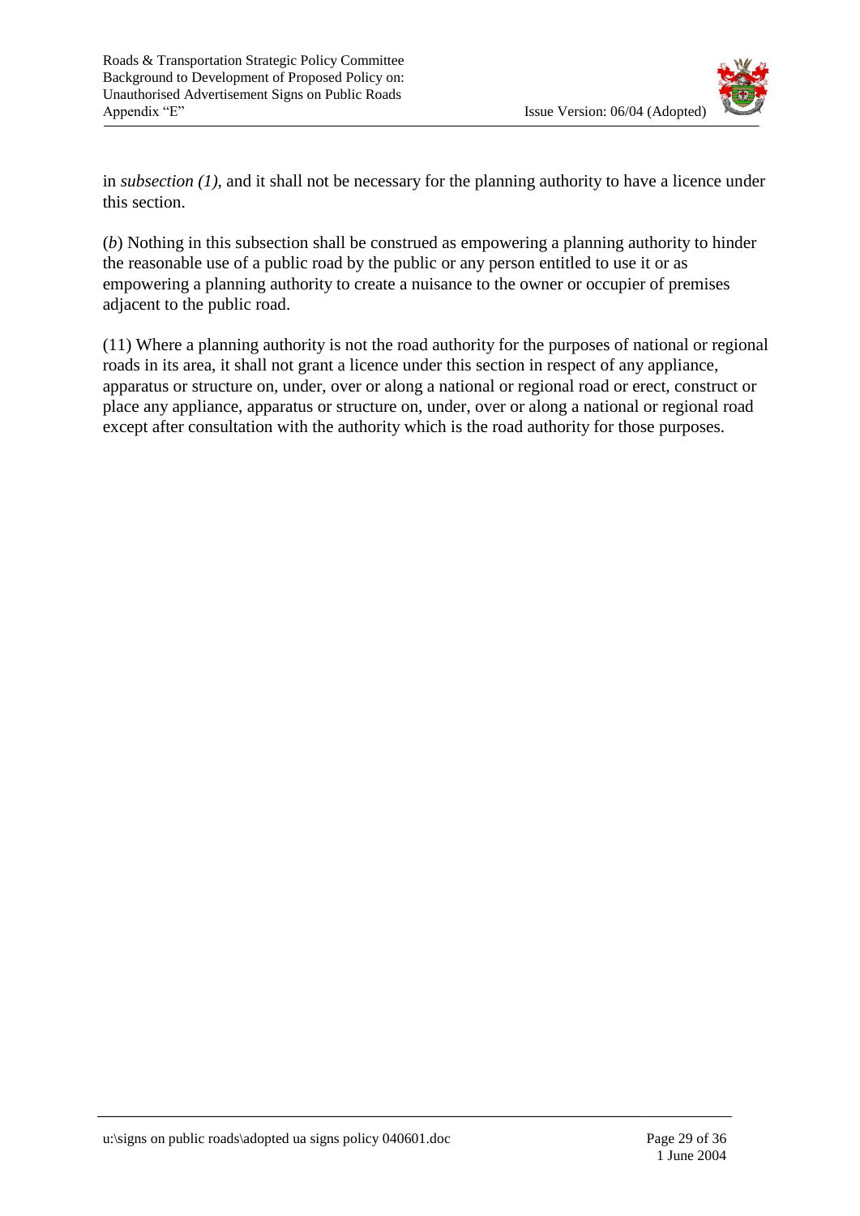in *subsection (1)*, and it shall not be necessary for the planning authority to have a licence under this section.

(*b*) Nothing in this subsection shall be construed as empowering a planning authority to hinder the reasonable use of a public road by the public or any person entitled to use it or as empowering a planning authority to create a nuisance to the owner or occupier of premises adjacent to the public road.

(11) Where a planning authority is not the road authority for the purposes of national or regional roads in its area, it shall not grant a licence under this section in respect of any appliance, apparatus or structure on, under, over or along a national or regional road or erect, construct or place any appliance, apparatus or structure on, under, over or along a national or regional road except after consultation with the authority which is the road authority for those purposes.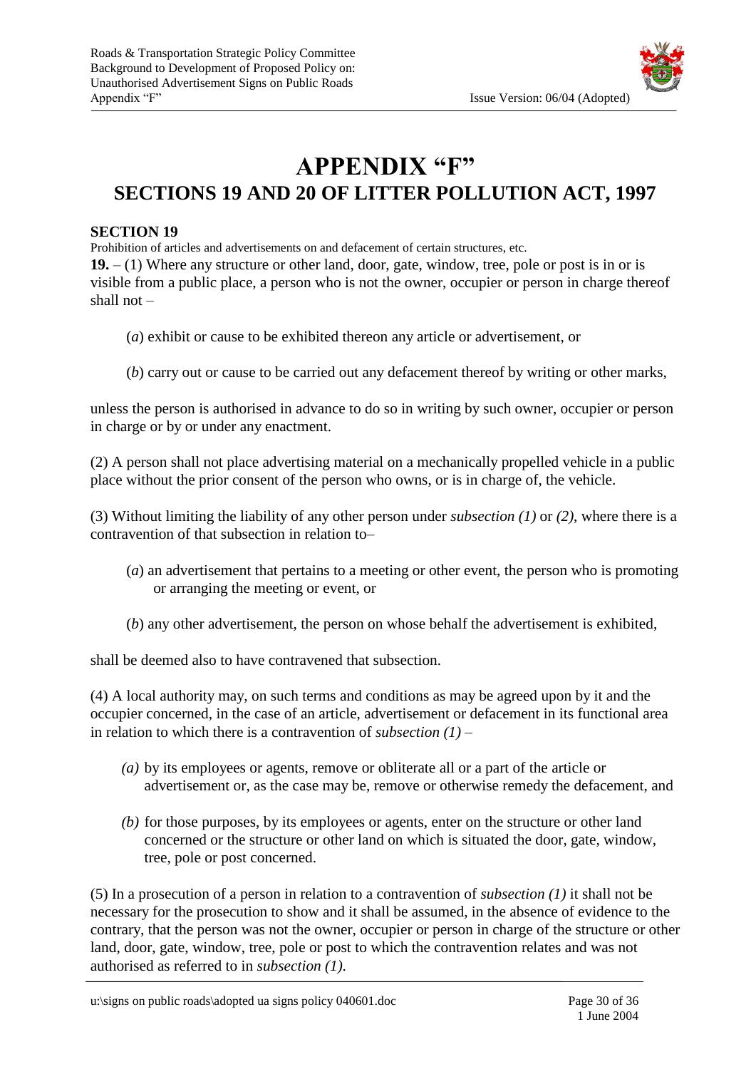# APPENDIX "F"

## SECTIONS 19 AND 20 OF LITTER POLLUTION ACT, 1997

### SECTION 19

Prohibition of articles and advertisements on and defacement of certain structures, etc.

**19.** – (1) Where any structure or other land, door, gate, window, tree, pole or post is in or is visible from a public place, a person who is not the owner, occupier or person in charge thereof shall not –

(*a*) exhibit or cause to be exhibited thereon any article or advertisement, or

(*b*) carry out or cause to be carried out any defacement thereof by writing or other marks,

unless the person is authorised in advance to do so in writing by such owner, occupier or person in charge or by or under any enactment.

(2) A person shall not place advertising material on a mechanically propelled vehicle in a public place without the prior consent of the person who owns, or is in charge of, the vehicle.

(3) Without limiting the liability of any other person under *subsection (1)* or *(2)*, where there is a contravention of that subsection in relation to–

(*a*) an advertisement that pertains to a meeting or other event, the person who is promoting or arranging the meeting or event, or

(*b*) any other advertisement, the person on whose behalf the advertisement is exhibited,

shall be deemed also to have contravened that subsection.

(4) A local authority may, on such terms and conditions as may be agreed upon by it and the occupier concerned, in the case of an article, advertisement or defacement in its functional area in relation to which there is a contravention of *subsection (1)* –

*(a)* by its employees or agents, remove or obliterate all or a part of the article or advertisement or, as the case may be, remove or otherwise remedy the defacement, and

*(b)* for those purposes, by its employees or agents, enter on the structure or other land concerned or the structure or other land on which is situated the door, gate, window, tree, pole or post concerned.

(5) In a prosecution of a person in relation to a contravention of *subsection (1)* it shall not be necessary for the prosecution to show and it shall be assumed, in the absence of evidence to the contrary, that the person was not the owner, occupier or person in charge of the structure or other land, door, gate, window, tree, pole or post to which the contravention relates and was not authorised as referred to in *subsection (1).*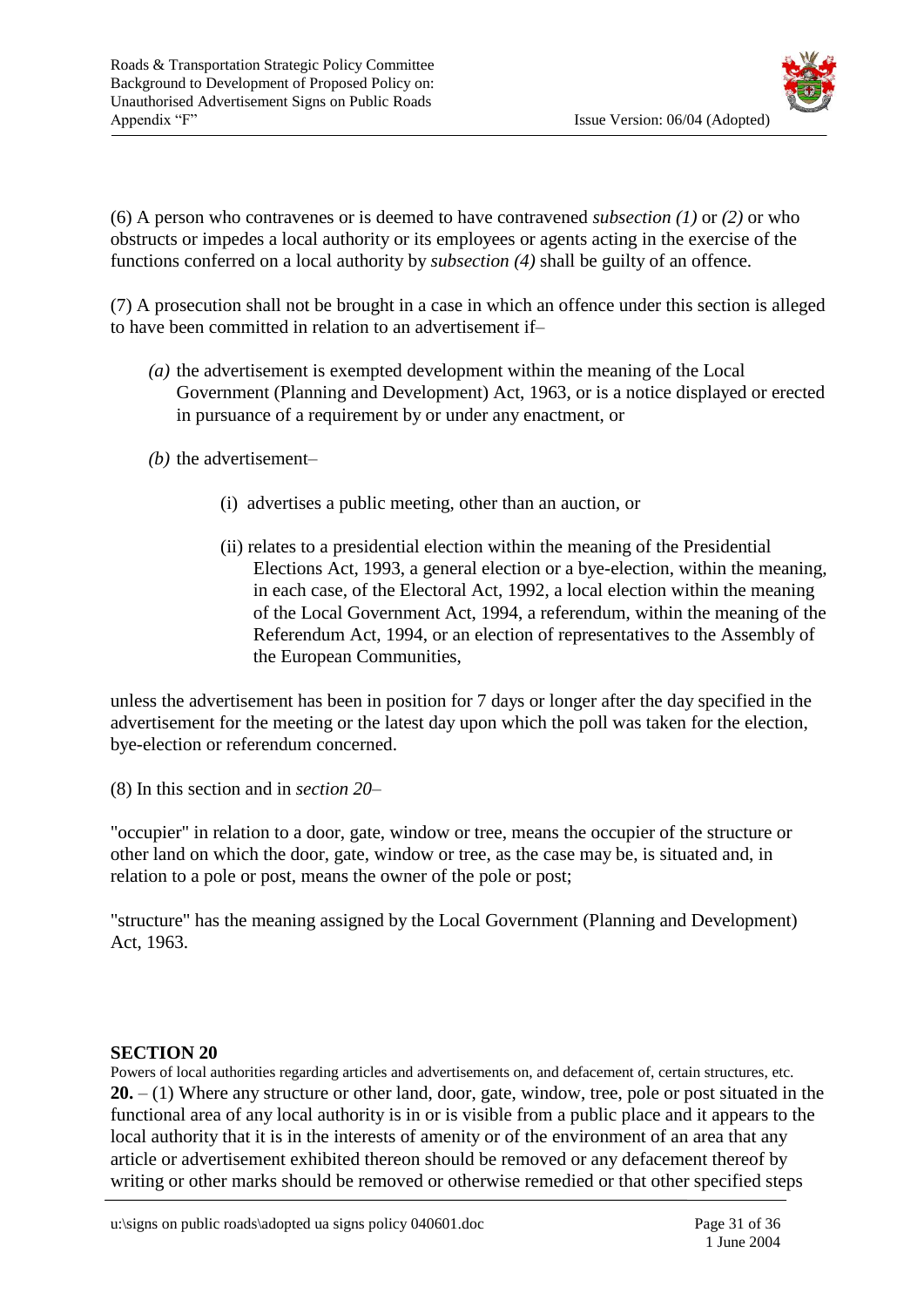(6) A person who contravenes or is deemed to have contravened *subsection (1)* or *(2)* or who obstructs or impedes a local authority or its employees or agents acting in the exercise of the functions conferred on a local authority by *subsection (4)* shall be guilty of an offence.

(7) A prosecution shall not be brought in a case in which an offence under this section is alleged to have been committed in relation to an advertisement if–

*(a)* the advertisement is exempted development within the meaning of the Local Government (Planning and Development) Act, 1963, or is a notice displayed or erected in pursuance of a requirement by or under any enactment, or

*(b)* the advertisement–

(i) advertises a public meeting, other than an auction, or

(ii) relates to a presidential election within the meaning of the Presidential Elections Act, 1993, a general election or a bye-election, within the meaning, in each case, of the Electoral Act, 1992, a local election within the meaning of the Local Government Act, 1994, a referendum, within the meaning of the Referendum Act, 1994, or an election of representatives to the Assembly of the European Communities,

unless the advertisement has been in position for 7 days or longer after the day specified in the advertisement for the meeting or the latest day upon which the poll was taken for the election, bye-election or referendum concerned.

(8) In this section and in *section 20*–

"occupier" in relation to a door, gate, window or tree, means the occupier of the structure or other land on which the door, gate, window or tree, as the case may be, is situated and, in relation to a pole or post, means the owner of the pole or post;

"structure" has the meaning assigned by the Local Government (Planning and Development) Act, 1963.

## SECTION 20

Powers of local authorities regarding articles and advertisements on, and defacement of, certain structures, etc.

**20.** – (1) Where any structure or other land, door, gate, window, tree, pole or post situated in the functional area of any local authority is in or is visible from a public place and it appears to the local authority that it is in the interests of amenity or of the environment of an area that any article or advertisement exhibited thereon should be removed or any defacement thereof by writing or other marks should be removed or otherwise remedied or that other specified steps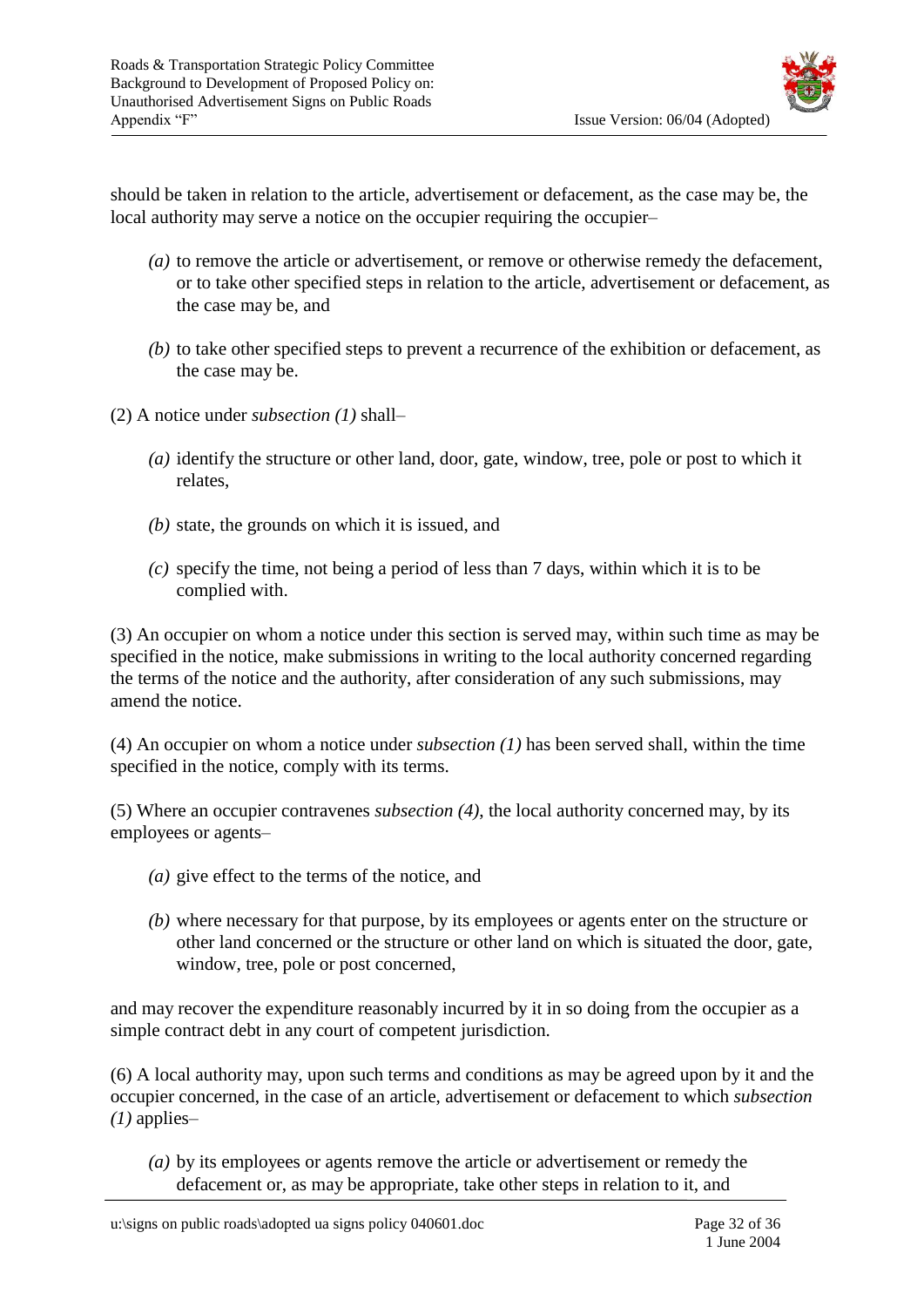should be taken in relation to the article, advertisement or defacement, as the case may be, the local authority may serve a notice on the occupier requiring the occupier–

- *(a)* to remove the article or advertisement, or remove or otherwise remedy the defacement, or to take other specified steps in relation to the article, advertisement or defacement, as the case may be, and

- *(b)* to take other specified steps to prevent a recurrence of the exhibition or defacement, as the case may be.

(2) A notice under *subsection (1)* shall–

- *(a)* identify the structure or other land, door, gate, window, tree, pole or post to which it relates,

- *(b)* state, the grounds on which it is issued, and

- *(c)* specify the time, not being a period of less than 7 days, within which it is to be complied with.

(3) An occupier on whom a notice under this section is served may, within such time as may be specified in the notice, make submissions in writing to the local authority concerned regarding the terms of the notice and the authority, after consideration of any such submissions, may amend the notice.

(4) An occupier on whom a notice under *subsection (1)* has been served shall, within the time specified in the notice, comply with its terms.

(5) Where an occupier contravenes *subsection (4)*, the local authority concerned may, by its employees or agents–

- *(a)* give effect to the terms of the notice, and

- *(b)* where necessary for that purpose, by its employees or agents enter on the structure or other land concerned or the structure or other land on which is situated the door, gate, window, tree, pole or post concerned,

and may recover the expenditure reasonably incurred by it in so doing from the occupier as a simple contract debt in any court of competent jurisdiction.

(6) A local authority may, upon such terms and conditions as may be agreed upon by it and the occupier concerned, in the case of an article, advertisement or defacement to which *subsection (1)* applies–

- *(a)* by its employees or agents remove the article or advertisement or remedy the defacement or, as may be appropriate, take other steps in relation to it, and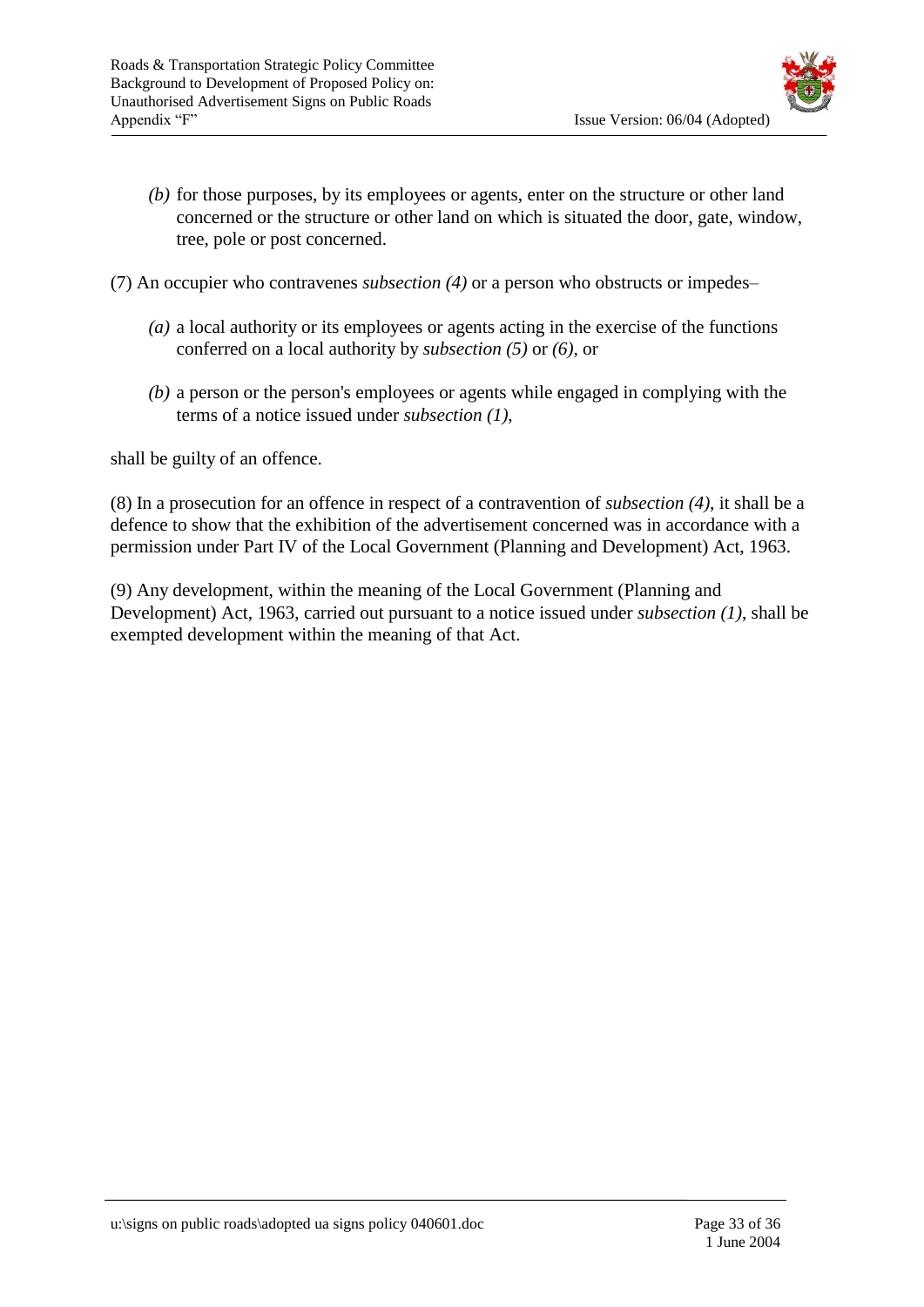*(b)* for those purposes, by its employees or agents, enter on the structure or other land concerned or the structure or other land on which is situated the door, gate, window, tree, pole or post concerned.

(7) An occupier who contravenes *subsection (4)* or a person who obstructs or impedes–

*(a)* a local authority or its employees or agents acting in the exercise of the functions conferred on a local authority by *subsection (5)* or *(6)*, or

*(b)* a person or the person's employees or agents while engaged in complying with the terms of a notice issued under *subsection (1)*,

shall be guilty of an offence.

(8) In a prosecution for an offence in respect of a contravention of *subsection (4)*, it shall be a defence to show that the exhibition of the advertisement concerned was in accordance with a permission under Part IV of the Local Government (Planning and Development) Act, 1963.

(9) Any development, within the meaning of the Local Government (Planning and Development) Act, 1963, carried out pursuant to a notice issued under *subsection (1)*, shall be exempted development within the meaning of that Act.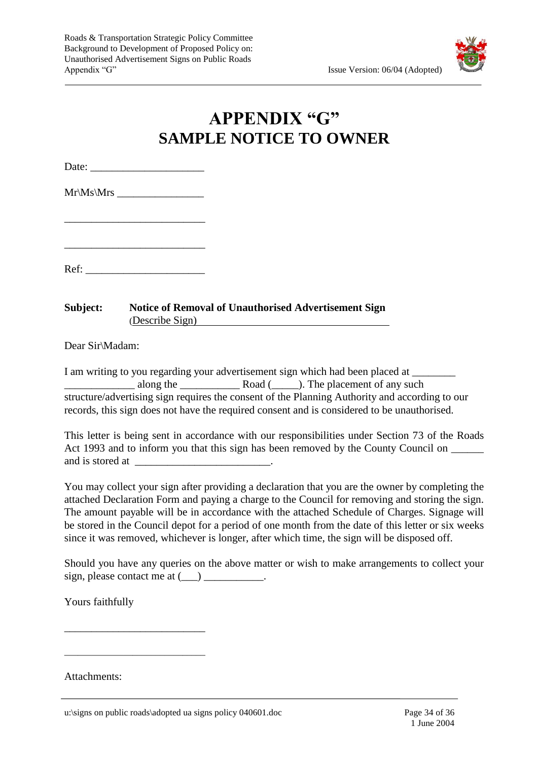# APPENDIX "G"
# SAMPLE NOTICE TO OWNER

Date: ____________________

Mr\Ms\Mrs _______________

_________________________

_________________________

Ref: _____________________

**Subject:** **Notice of Removal of Unauthorised Advertisement Sign**
(Describe Sign)_________________________________

Dear Sir\Madam:

I am writing to you regarding your advertisement sign which had been placed at ________ _____________ along the ___________ Road (_____). The placement of any such structure/advertising sign requires the consent of the Planning Authority and according to our records, this sign does not have the required consent and is considered to be unauthorised.

This letter is being sent in accordance with our responsibilities under Section 73 of the Roads Act 1993 and to inform you that this sign has been removed by the County Council on ______ and is stored at ________________________.

You may collect your sign after providing a declaration that you are the owner by completing the attached Declaration Form and paying a charge to the Council for removing and storing the sign. The amount payable will be in accordance with the attached Schedule of Charges. Signage will be stored in the Council depot for a period of one month from the date of this letter or six weeks since it was removed, whichever is longer, after which time, the sign will be disposed off.

Should you have any queries on the above matter or wish to make arrangements to collect your sign, please contact me at (___) ___________.

Yours faithfully

_________________________

_________________________

Attachments: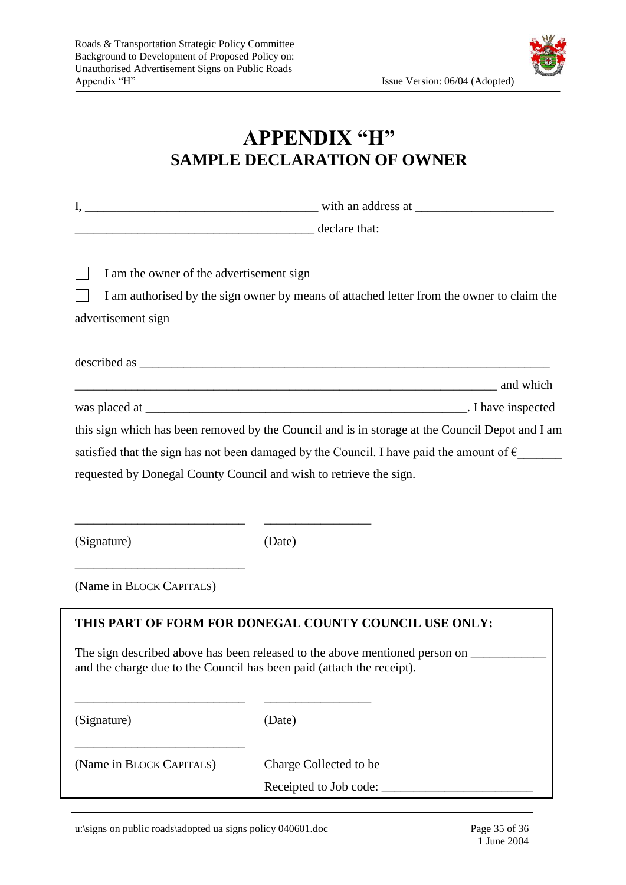# APPENDIX "H"
## SAMPLE DECLARATION OF OWNER

I, ____________________________________ with an address at ______________________ ______________________________________ declare that:

☐ I am the owner of the advertisement sign

☐ I am authorised by the sign owner by means of attached letter from the owner to claim the advertisement sign

described as _______________________________________________________________ __________________________________________________________________ and which was placed at __________________________________________________. I have inspected this sign which has been removed by the Council and is in storage at the Council Depot and I am satisfied that the sign has not been damaged by the Council. I have paid the amount of €_______ requested by Donegal County Council and wish to retrieve the sign.

___________________________ _________________

(Signature) (Date)

___________________________

(Name in BLOCK CAPITALS)

**THIS PART OF FORM FOR DONEGAL COUNTY COUNCIL USE ONLY:**

The sign described above has been released to the above mentioned person on ___________ and the charge due to the Council has been paid (attach the receipt).

___________________________ _________________

(Signature) (Date)

___________________________

(Name in BLOCK CAPITALS) Charge Collected to be

Receipted to Job code: _______________________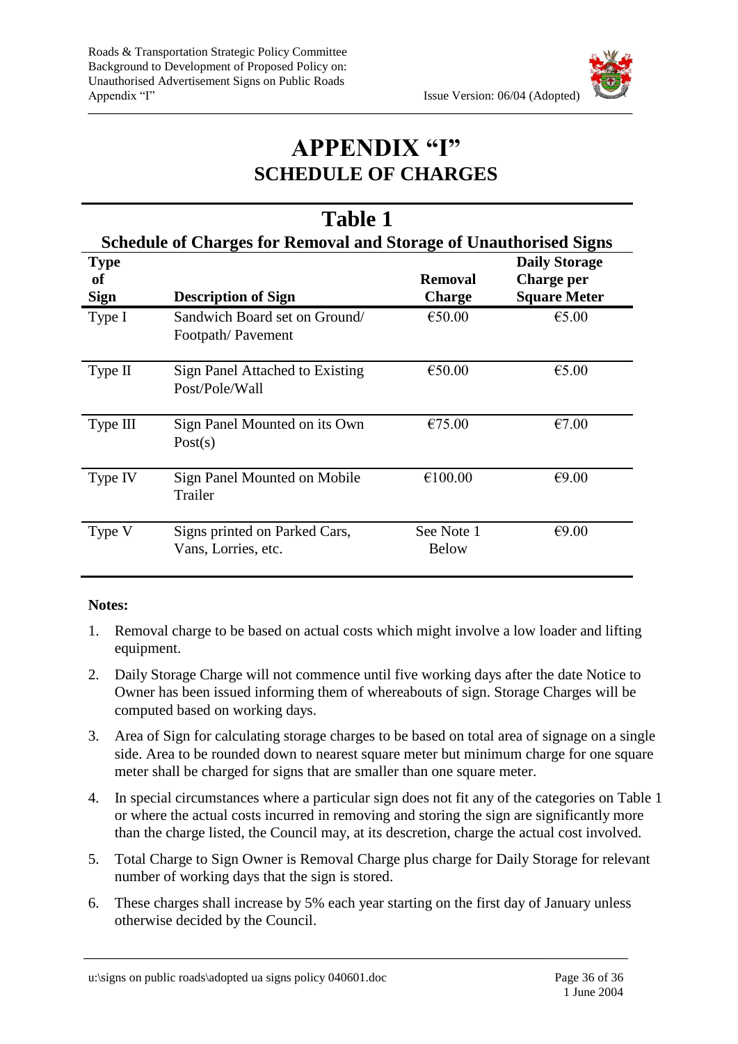# APPENDIX "I"

## SCHEDULE OF CHARGES

### Table 1

**Schedule of Charges for Removal and Storage of Unauthorised Signs**

| Type of Sign | Description of Sign | Removal Charge | Daily Storage Charge per Square Meter |
|---|---|---|---|
| Type I | Sandwich Board set on Ground/ Footpath/ Pavement | €50.00 | €5.00 |
| Type II | Sign Panel Attached to Existing Post/Pole/Wall | €50.00 | €5.00 |
| Type III | Sign Panel Mounted on its Own Post(s) | €75.00 | €7.00 |
| Type IV | Sign Panel Mounted on Mobile Trailer | €100.00 | €9.00 |
| Type V | Signs printed on Parked Cars, Vans, Lorries, etc. | See Note 1 Below | €9.00 |

**Notes:**

1. Removal charge to be based on actual costs which might involve a low loader and lifting equipment.
2. Daily Storage Charge will not commence until five working days after the date Notice to Owner has been issued informing them of whereabouts of sign. Storage Charges will be computed based on working days.
3. Area of Sign for calculating storage charges to be based on total area of signage on a single side. Area to be rounded down to nearest square meter but minimum charge for one square meter shall be charged for signs that are smaller than one square meter.
4. In special circumstances where a particular sign does not fit any of the categories on Table 1 or where the actual costs incurred in removing and storing the sign are significantly more than the charge listed, the Council may, at its descretion, charge the actual cost involved.
5. Total Charge to Sign Owner is Removal Charge plus charge for Daily Storage for relevant number of working days that the sign is stored.
6. These charges shall increase by 5% each year starting on the first day of January unless otherwise decided by the Council.